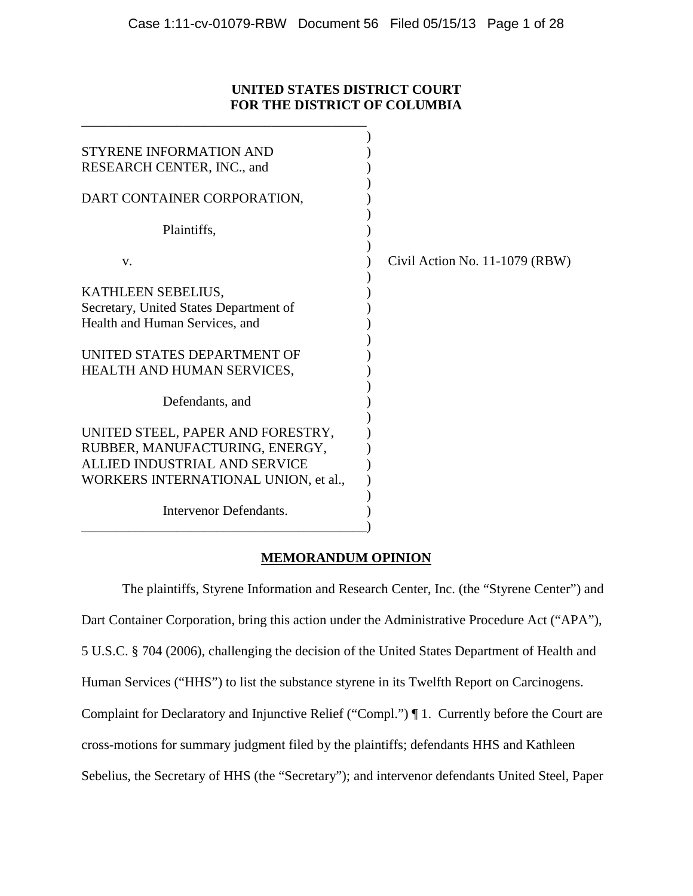**UNITED STATES DISTRICT COURT**
**FOR THE DISTRICT OF COLUMBIA**

STYRENE INFORMATION AND RESEARCH CENTER, INC., and

DART CONTAINER CORPORATION,

Plaintiffs,

v.

KATHLEEN SEBELIUS, Secretary, United States Department of Health and Human Services, and

UNITED STATES DEPARTMENT OF HEALTH AND HUMAN SERVICES,

Defendants, and

UNITED STEEL, PAPER AND FORESTRY, RUBBER, MANUFACTURING, ENERGY, ALLIED INDUSTRIAL AND SERVICE WORKERS INTERNATIONAL UNION, et al.,

Intervenor Defendants.

Civil Action No. 11-1079 (RBW)

**MEMORANDUM OPINION**

The plaintiffs, Styrene Information and Research Center, Inc. (the "Styrene Center") and Dart Container Corporation, bring this action under the Administrative Procedure Act ("APA"), 5 U.S.C. § 704 (2006), challenging the decision of the United States Department of Health and Human Services ("HHS") to list the substance styrene in its Twelfth Report on Carcinogens. Complaint for Declaratory and Injunctive Relief ("Compl.") ¶ 1. Currently before the Court are cross-motions for summary judgment filed by the plaintiffs; defendants HHS and Kathleen Sebelius, the Secretary of HHS (the "Secretary"); and intervenor defendants United Steel, Paper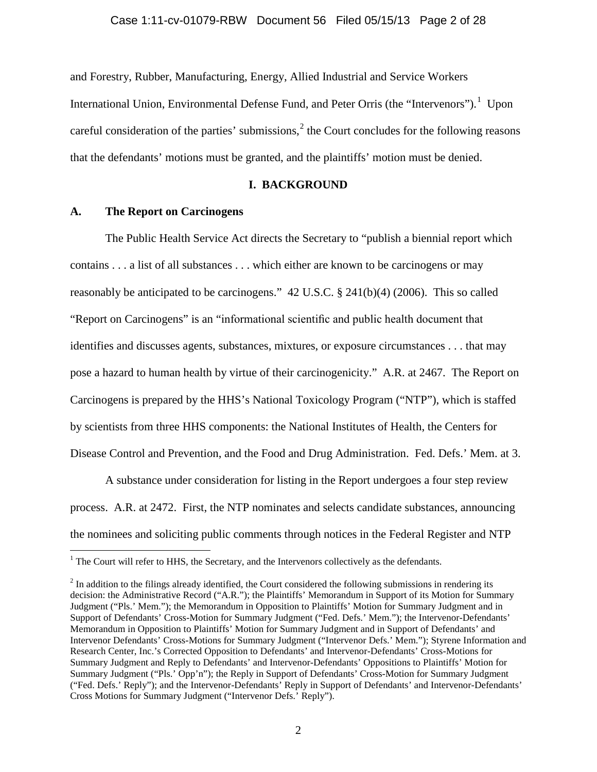and Forestry, Rubber, Manufacturing, Energy, Allied Industrial and Service Workers International Union, Environmental Defense Fund, and Peter Orris (the "Intervenors").[1] Upon careful consideration of the parties' submissions,[2] the Court concludes for the following reasons that the defendants' motions must be granted, and the plaintiffs' motion must be denied.

## I. BACKGROUND

### A. The Report on Carcinogens

The Public Health Service Act directs the Secretary to "publish a biennial report which contains . . . a list of all substances . . . which either are known to be carcinogens or may reasonably be anticipated to be carcinogens." 42 U.S.C. § 241(b)(4) (2006). This so called "Report on Carcinogens" is an "informational scientific and public health document that identifies and discusses agents, substances, mixtures, or exposure circumstances . . . that may pose a hazard to human health by virtue of their carcinogenicity." A.R. at 2467. The Report on Carcinogens is prepared by the HHS's National Toxicology Program ("NTP"), which is staffed by scientists from three HHS components: the National Institutes of Health, the Centers for Disease Control and Prevention, and the Food and Drug Administration. Fed. Defs.' Mem. at 3.

A substance under consideration for listing in the Report undergoes a four step review process. A.R. at 2472. First, the NTP nominates and selects candidate substances, announcing the nominees and soliciting public comments through notices in the Federal Register and NTP

---

[1] The Court will refer to HHS, the Secretary, and the Intervenors collectively as the defendants.

[2] In addition to the filings already identified, the Court considered the following submissions in rendering its decision: the Administrative Record ("A.R."); the Plaintiffs' Memorandum in Support of its Motion for Summary Judgment ("Pls.' Mem."); the Memorandum in Opposition to Plaintiffs' Motion for Summary Judgment and in Support of Defendants' Cross-Motion for Summary Judgment ("Fed. Defs.' Mem."); the Intervenor-Defendants' Memorandum in Opposition to Plaintiffs' Motion for Summary Judgment and in Support of Defendants' and Intervenor Defendants' Cross-Motions for Summary Judgment ("Intervenor Defs.' Mem."); Styrene Information and Research Center, Inc.'s Corrected Opposition to Defendants' and Intervenor-Defendants' Cross-Motions for Summary Judgment and Reply to Defendants' and Intervenor-Defendants' Oppositions to Plaintiffs' Motion for Summary Judgment ("Pls.' Opp'n"); the Reply in Support of Defendants' Cross-Motion for Summary Judgment ("Fed. Defs.' Reply"); and the Intervenor-Defendants' Reply in Support of Defendants' and Intervenor-Defendants' Cross Motions for Summary Judgment ("Intervenor Defs.' Reply").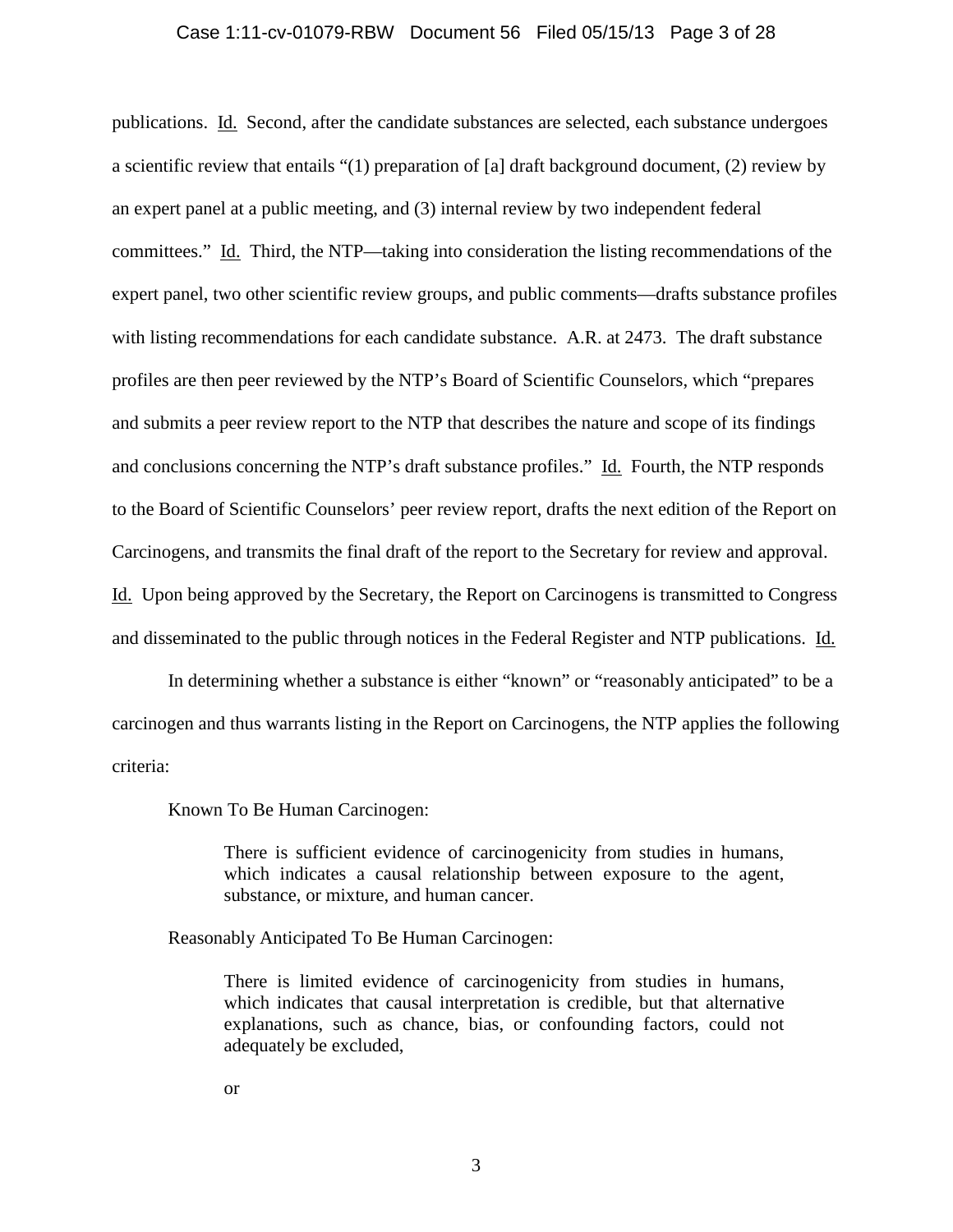publications. Id. Second, after the candidate substances are selected, each substance undergoes a scientific review that entails "(1) preparation of [a] draft background document, (2) review by an expert panel at a public meeting, and (3) internal review by two independent federal committees." Id. Third, the NTP—taking into consideration the listing recommendations of the expert panel, two other scientific review groups, and public comments—drafts substance profiles with listing recommendations for each candidate substance. A.R. at 2473. The draft substance profiles are then peer reviewed by the NTP's Board of Scientific Counselors, which "prepares and submits a peer review report to the NTP that describes the nature and scope of its findings and conclusions concerning the NTP's draft substance profiles." Id. Fourth, the NTP responds to the Board of Scientific Counselors' peer review report, drafts the next edition of the Report on Carcinogens, and transmits the final draft of the report to the Secretary for review and approval. Id. Upon being approved by the Secretary, the Report on Carcinogens is transmitted to Congress and disseminated to the public through notices in the Federal Register and NTP publications. Id.

In determining whether a substance is either "known" or "reasonably anticipated" to be a carcinogen and thus warrants listing in the Report on Carcinogens, the NTP applies the following criteria:

Known To Be Human Carcinogen:

> There is sufficient evidence of carcinogenicity from studies in humans, which indicates a causal relationship between exposure to the agent, substance, or mixture, and human cancer.

Reasonably Anticipated To Be Human Carcinogen:

> There is limited evidence of carcinogenicity from studies in humans, which indicates that causal interpretation is credible, but that alternative explanations, such as chance, bias, or confounding factors, could not adequately be excluded,
>
> or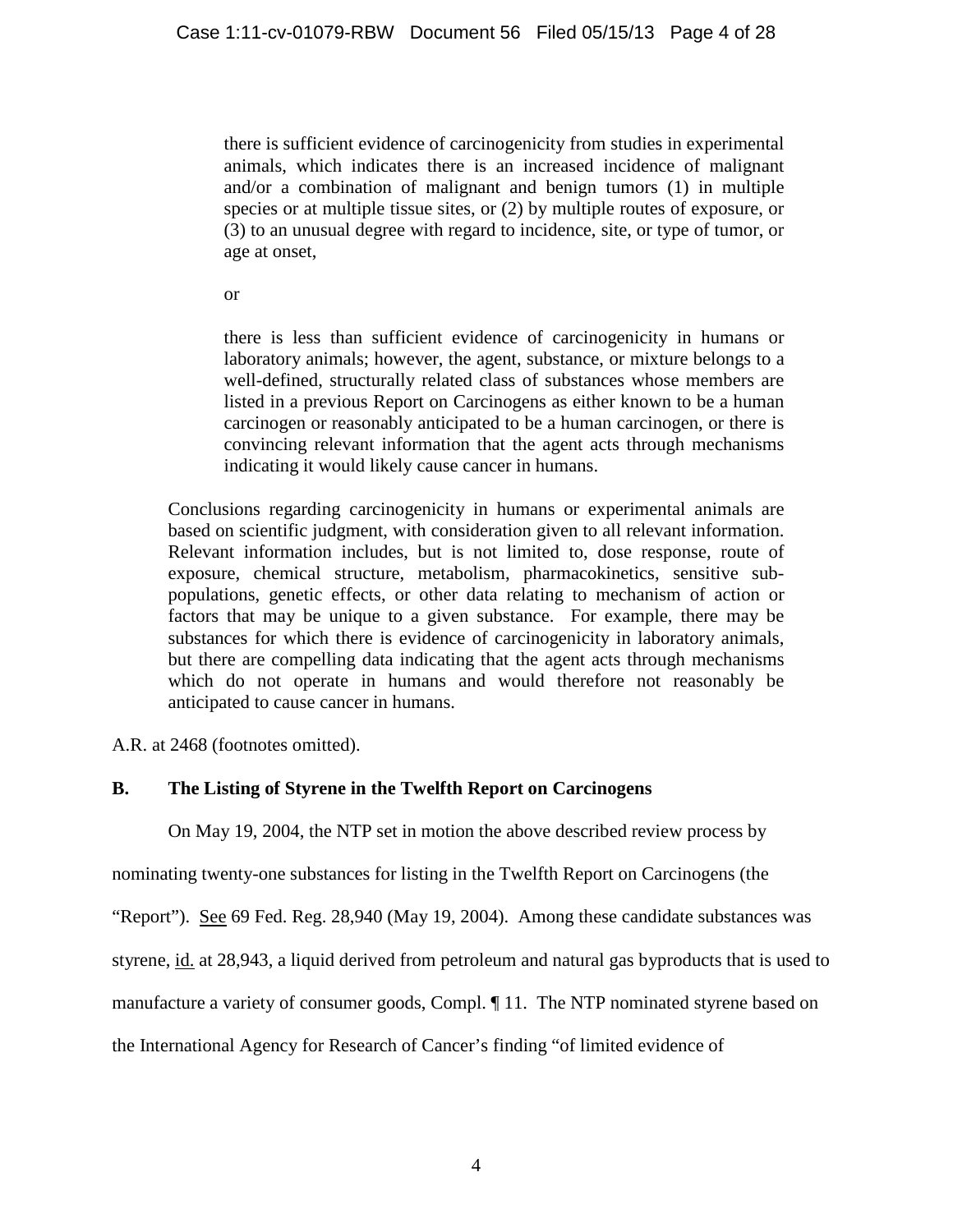> there is sufficient evidence of carcinogenicity from studies in experimental animals, which indicates there is an increased incidence of malignant and/or a combination of malignant and benign tumors (1) in multiple species or at multiple tissue sites, or (2) by multiple routes of exposure, or (3) to an unusual degree with regard to incidence, site, or type of tumor, or age at onset,
>
> or
>
> there is less than sufficient evidence of carcinogenicity in humans or laboratory animals; however, the agent, substance, or mixture belongs to a well-defined, structurally related class of substances whose members are listed in a previous Report on Carcinogens as either known to be a human carcinogen or reasonably anticipated to be a human carcinogen, or there is convincing relevant information that the agent acts through mechanisms indicating it would likely cause cancer in humans.

> Conclusions regarding carcinogenicity in humans or experimental animals are based on scientific judgment, with consideration given to all relevant information. Relevant information includes, but is not limited to, dose response, route of exposure, chemical structure, metabolism, pharmacokinetics, sensitive sub-populations, genetic effects, or other data relating to mechanism of action or factors that may be unique to a given substance. For example, there may be substances for which there is evidence of carcinogenicity in laboratory animals, but there are compelling data indicating that the agent acts through mechanisms which do not operate in humans and would therefore not reasonably be anticipated to cause cancer in humans.

A.R. at 2468 (footnotes omitted).

## B. The Listing of Styrene in the Twelfth Report on Carcinogens

On May 19, 2004, the NTP set in motion the above described review process by nominating twenty-one substances for listing in the Twelfth Report on Carcinogens (the "Report"). See 69 Fed. Reg. 28,940 (May 19, 2004). Among these candidate substances was styrene, id. at 28,943, a liquid derived from petroleum and natural gas byproducts that is used to manufacture a variety of consumer goods, Compl. ¶ 11. The NTP nominated styrene based on the International Agency for Research of Cancer's finding "of limited evidence of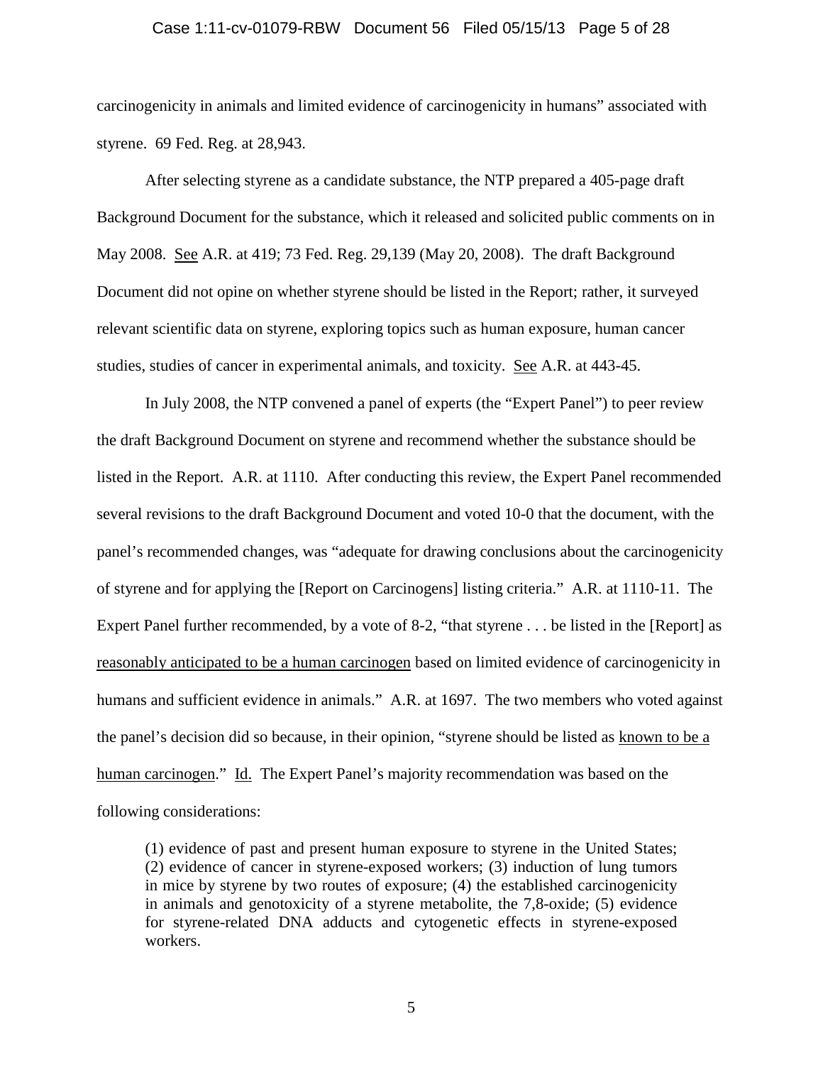carcinogenicity in animals and limited evidence of carcinogenicity in humans" associated with styrene. 69 Fed. Reg. at 28,943.

After selecting styrene as a candidate substance, the NTP prepared a 405-page draft Background Document for the substance, which it released and solicited public comments on in May 2008. See A.R. at 419; 73 Fed. Reg. 29,139 (May 20, 2008). The draft Background Document did not opine on whether styrene should be listed in the Report; rather, it surveyed relevant scientific data on styrene, exploring topics such as human exposure, human cancer studies, studies of cancer in experimental animals, and toxicity. See A.R. at 443-45.

In July 2008, the NTP convened a panel of experts (the "Expert Panel") to peer review the draft Background Document on styrene and recommend whether the substance should be listed in the Report. A.R. at 1110. After conducting this review, the Expert Panel recommended several revisions to the draft Background Document and voted 10-0 that the document, with the panel's recommended changes, was "adequate for drawing conclusions about the carcinogenicity of styrene and for applying the [Report on Carcinogens] listing criteria." A.R. at 1110-11. The Expert Panel further recommended, by a vote of 8-2, "that styrene . . . be listed in the [Report] as reasonably anticipated to be a human carcinogen based on limited evidence of carcinogenicity in humans and sufficient evidence in animals." A.R. at 1697. The two members who voted against the panel's decision did so because, in their opinion, "styrene should be listed as known to be a human carcinogen." Id. The Expert Panel's majority recommendation was based on the following considerations:

> (1) evidence of past and present human exposure to styrene in the United States; (2) evidence of cancer in styrene-exposed workers; (3) induction of lung tumors in mice by styrene by two routes of exposure; (4) the established carcinogenicity in animals and genotoxicity of a styrene metabolite, the 7,8-oxide; (5) evidence for styrene-related DNA adducts and cytogenetic effects in styrene-exposed workers.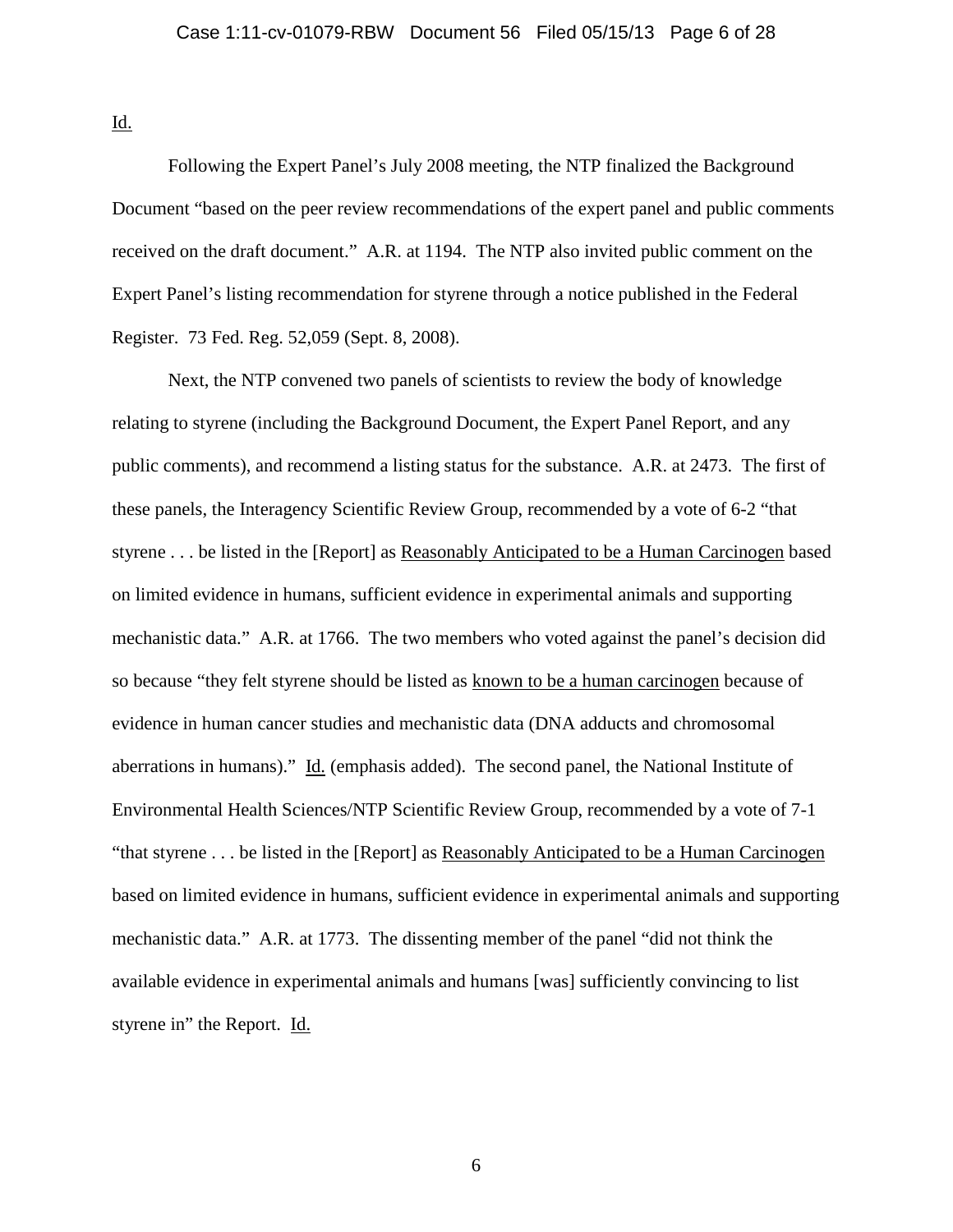Id.

Following the Expert Panel's July 2008 meeting, the NTP finalized the Background Document "based on the peer review recommendations of the expert panel and public comments received on the draft document." A.R. at 1194. The NTP also invited public comment on the Expert Panel's listing recommendation for styrene through a notice published in the Federal Register. 73 Fed. Reg. 52,059 (Sept. 8, 2008).

Next, the NTP convened two panels of scientists to review the body of knowledge relating to styrene (including the Background Document, the Expert Panel Report, and any public comments), and recommend a listing status for the substance. A.R. at 2473. The first of these panels, the Interagency Scientific Review Group, recommended by a vote of 6-2 "that styrene . . . be listed in the [Report] as Reasonably Anticipated to be a Human Carcinogen based on limited evidence in humans, sufficient evidence in experimental animals and supporting mechanistic data." A.R. at 1766. The two members who voted against the panel's decision did so because "they felt styrene should be listed as known to be a human carcinogen because of evidence in human cancer studies and mechanistic data (DNA adducts and chromosomal aberrations in humans)." Id. (emphasis added). The second panel, the National Institute of Environmental Health Sciences/NTP Scientific Review Group, recommended by a vote of 7-1 "that styrene . . . be listed in the [Report] as Reasonably Anticipated to be a Human Carcinogen based on limited evidence in humans, sufficient evidence in experimental animals and supporting mechanistic data." A.R. at 1773. The dissenting member of the panel "did not think the available evidence in experimental animals and humans [was] sufficiently convincing to list styrene in" the Report. Id.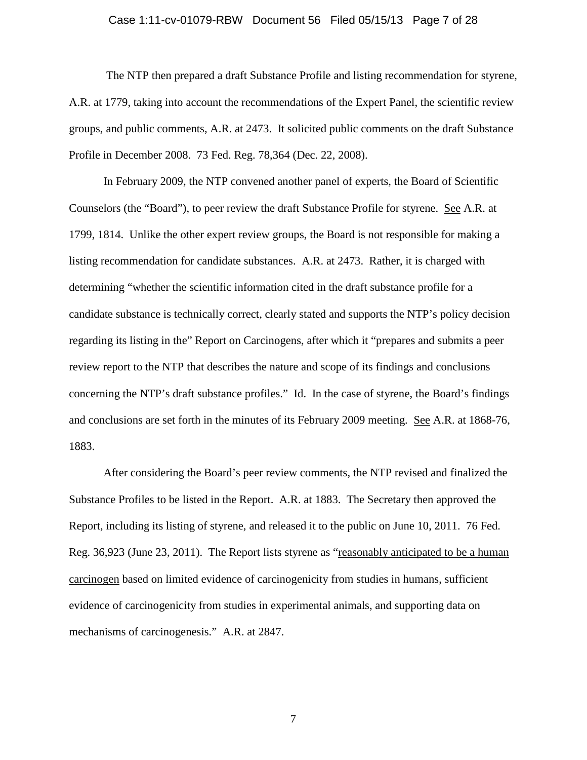The NTP then prepared a draft Substance Profile and listing recommendation for styrene, A.R. at 1779, taking into account the recommendations of the Expert Panel, the scientific review groups, and public comments, A.R. at 2473. It solicited public comments on the draft Substance Profile in December 2008. 73 Fed. Reg. 78,364 (Dec. 22, 2008).

In February 2009, the NTP convened another panel of experts, the Board of Scientific Counselors (the "Board"), to peer review the draft Substance Profile for styrene. See A.R. at 1799, 1814. Unlike the other expert review groups, the Board is not responsible for making a listing recommendation for candidate substances. A.R. at 2473. Rather, it is charged with determining "whether the scientific information cited in the draft substance profile for a candidate substance is technically correct, clearly stated and supports the NTP's policy decision regarding its listing in the" Report on Carcinogens, after which it "prepares and submits a peer review report to the NTP that describes the nature and scope of its findings and conclusions concerning the NTP's draft substance profiles." Id. In the case of styrene, the Board's findings and conclusions are set forth in the minutes of its February 2009 meeting. See A.R. at 1868-76, 1883.

After considering the Board's peer review comments, the NTP revised and finalized the Substance Profiles to be listed in the Report. A.R. at 1883. The Secretary then approved the Report, including its listing of styrene, and released it to the public on June 10, 2011. 76 Fed. Reg. 36,923 (June 23, 2011). The Report lists styrene as "reasonably anticipated to be a human carcinogen based on limited evidence of carcinogenicity from studies in humans, sufficient evidence of carcinogenicity from studies in experimental animals, and supporting data on mechanisms of carcinogenesis." A.R. at 2847.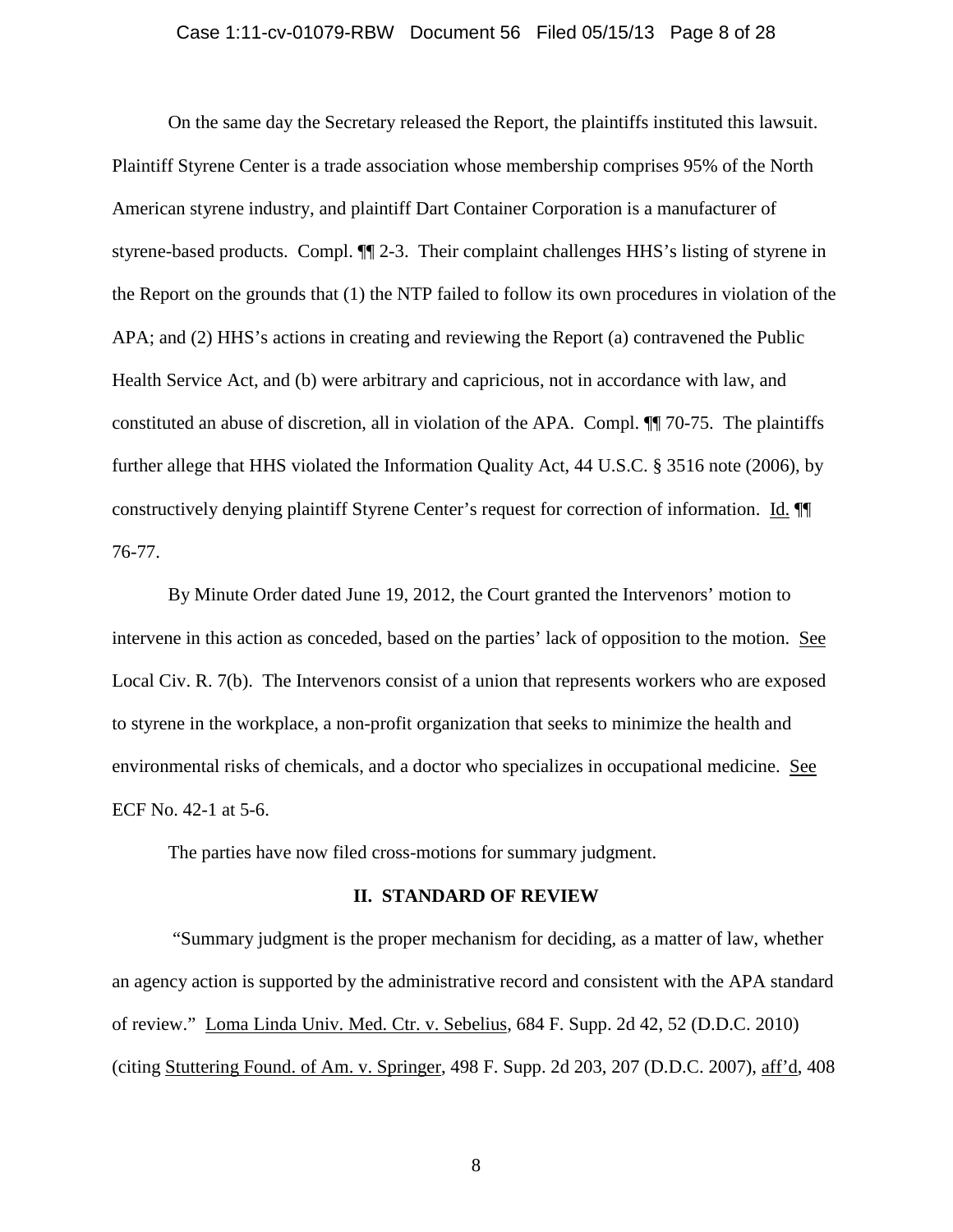On the same day the Secretary released the Report, the plaintiffs instituted this lawsuit. Plaintiff Styrene Center is a trade association whose membership comprises 95% of the North American styrene industry, and plaintiff Dart Container Corporation is a manufacturer of styrene-based products. Compl. ¶¶ 2-3. Their complaint challenges HHS's listing of styrene in the Report on the grounds that (1) the NTP failed to follow its own procedures in violation of the APA; and (2) HHS's actions in creating and reviewing the Report (a) contravened the Public Health Service Act, and (b) were arbitrary and capricious, not in accordance with law, and constituted an abuse of discretion, all in violation of the APA. Compl. ¶¶ 70-75. The plaintiffs further allege that HHS violated the Information Quality Act, 44 U.S.C. § 3516 note (2006), by constructively denying plaintiff Styrene Center's request for correction of information. Id. ¶¶ 76-77.

By Minute Order dated June 19, 2012, the Court granted the Intervenors' motion to intervene in this action as conceded, based on the parties' lack of opposition to the motion. See Local Civ. R. 7(b). The Intervenors consist of a union that represents workers who are exposed to styrene in the workplace, a non-profit organization that seeks to minimize the health and environmental risks of chemicals, and a doctor who specializes in occupational medicine. See ECF No. 42-1 at 5-6.

The parties have now filed cross-motions for summary judgment.

## II. STANDARD OF REVIEW

"Summary judgment is the proper mechanism for deciding, as a matter of law, whether an agency action is supported by the administrative record and consistent with the APA standard of review." Loma Linda Univ. Med. Ctr. v. Sebelius, 684 F. Supp. 2d 42, 52 (D.D.C. 2010) (citing Stuttering Found. of Am. v. Springer, 498 F. Supp. 2d 203, 207 (D.D.C. 2007), aff'd, 408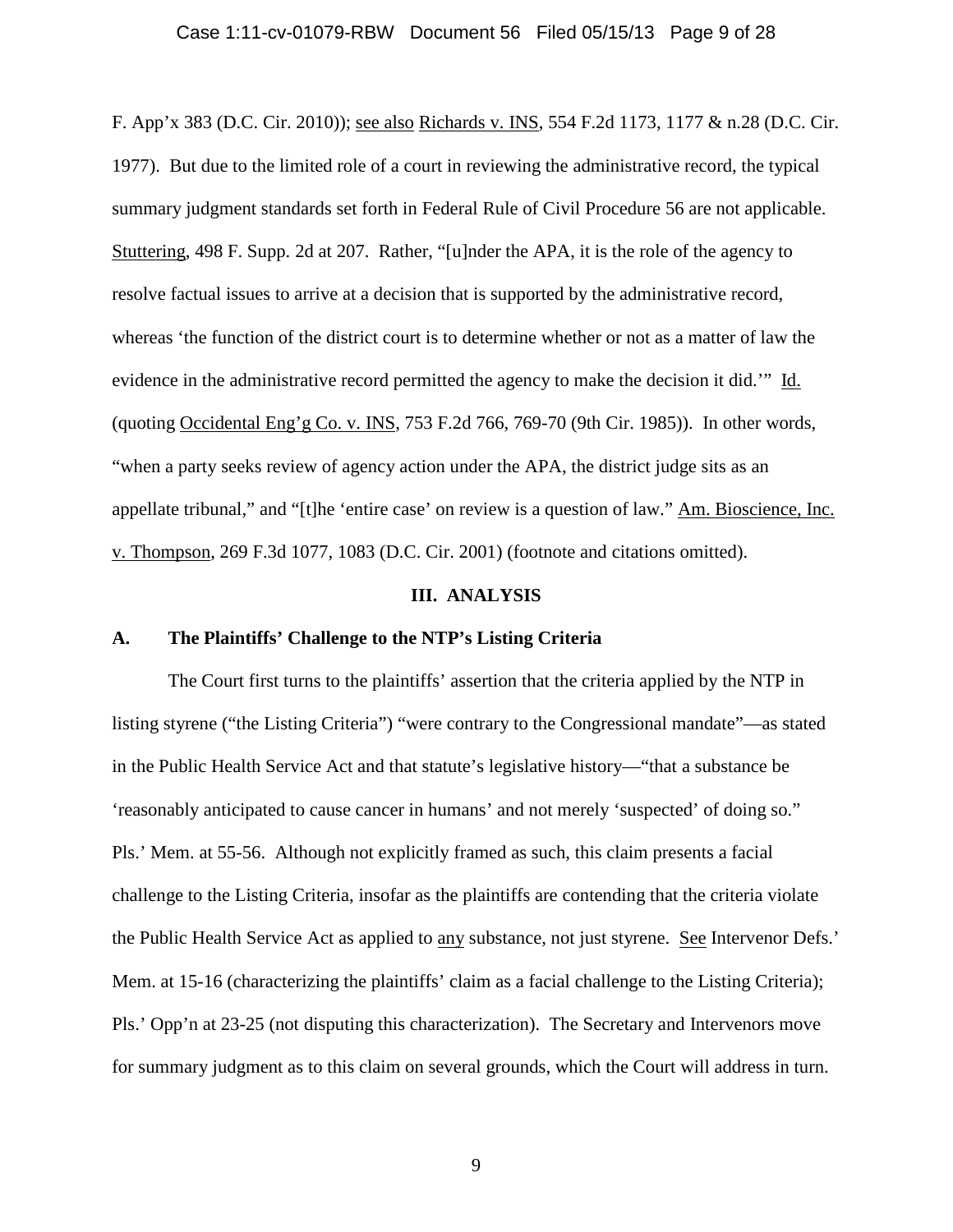F. App'x 383 (D.C. Cir. 2010)); see also Richards v. INS, 554 F.2d 1173, 1177 & n.28 (D.C. Cir. 1977). But due to the limited role of a court in reviewing the administrative record, the typical summary judgment standards set forth in Federal Rule of Civil Procedure 56 are not applicable. Stuttering, 498 F. Supp. 2d at 207. Rather, "[u]nder the APA, it is the role of the agency to resolve factual issues to arrive at a decision that is supported by the administrative record, whereas 'the function of the district court is to determine whether or not as a matter of law the evidence in the administrative record permitted the agency to make the decision it did.'" Id. (quoting Occidental Eng'g Co. v. INS, 753 F.2d 766, 769-70 (9th Cir. 1985)). In other words, "when a party seeks review of agency action under the APA, the district judge sits as an appellate tribunal," and "[t]he 'entire case' on review is a question of law." Am. Bioscience, Inc. v. Thompson, 269 F.3d 1077, 1083 (D.C. Cir. 2001) (footnote and citations omitted).

## III. ANALYSIS

### A. The Plaintiffs' Challenge to the NTP's Listing Criteria

The Court first turns to the plaintiffs' assertion that the criteria applied by the NTP in listing styrene ("the Listing Criteria") "were contrary to the Congressional mandate"—as stated in the Public Health Service Act and that statute's legislative history—"that a substance be 'reasonably anticipated to cause cancer in humans' and not merely 'suspected' of doing so." Pls.' Mem. at 55-56. Although not explicitly framed as such, this claim presents a facial challenge to the Listing Criteria, insofar as the plaintiffs are contending that the criteria violate the Public Health Service Act as applied to any substance, not just styrene. See Intervenor Defs.' Mem. at 15-16 (characterizing the plaintiffs' claim as a facial challenge to the Listing Criteria); Pls.' Opp'n at 23-25 (not disputing this characterization). The Secretary and Intervenors move for summary judgment as to this claim on several grounds, which the Court will address in turn.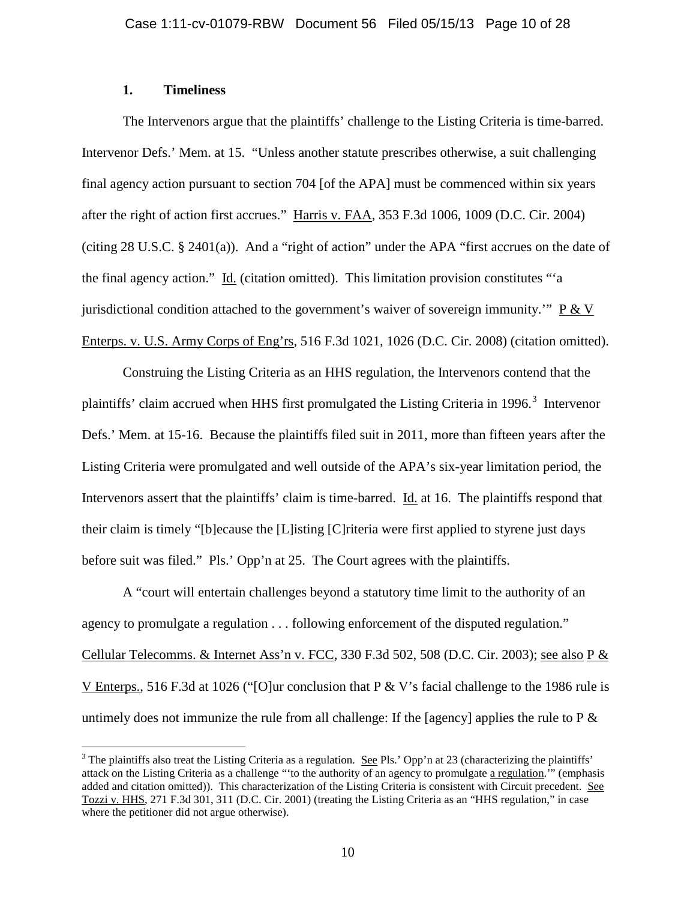### 1. Timeliness

The Intervenors argue that the plaintiffs' challenge to the Listing Criteria is time-barred. Intervenor Defs.' Mem. at 15. "Unless another statute prescribes otherwise, a suit challenging final agency action pursuant to section 704 [of the APA] must be commenced within six years after the right of action first accrues." Harris v. FAA, 353 F.3d 1006, 1009 (D.C. Cir. 2004) (citing 28 U.S.C. § 2401(a)). And a "right of action" under the APA "first accrues on the date of the final agency action." Id. (citation omitted). This limitation provision constitutes "'a jurisdictional condition attached to the government's waiver of sovereign immunity.'" P & V Enterps. v. U.S. Army Corps of Eng'rs, 516 F.3d 1021, 1026 (D.C. Cir. 2008) (citation omitted).

Construing the Listing Criteria as an HHS regulation, the Intervenors contend that the plaintiffs' claim accrued when HHS first promulgated the Listing Criteria in 1996.[3] Intervenor Defs.' Mem. at 15-16. Because the plaintiffs filed suit in 2011, more than fifteen years after the Listing Criteria were promulgated and well outside of the APA's six-year limitation period, the Intervenors assert that the plaintiffs' claim is time-barred. Id. at 16. The plaintiffs respond that their claim is timely "[b]ecause the [L]isting [C]riteria were first applied to styrene just days before suit was filed." Pls.' Opp'n at 25. The Court agrees with the plaintiffs.

A "court will entertain challenges beyond a statutory time limit to the authority of an agency to promulgate a regulation . . . following enforcement of the disputed regulation." Cellular Telecomms. & Internet Ass'n v. FCC, 330 F.3d 502, 508 (D.C. Cir. 2003); see also P & V Enterps., 516 F.3d at 1026 ("[O]ur conclusion that P & V's facial challenge to the 1986 rule is untimely does not immunize the rule from all challenge: If the [agency] applies the rule to P &

---

[3] The plaintiffs also treat the Listing Criteria as a regulation. See Pls.' Opp'n at 23 (characterizing the plaintiffs' attack on the Listing Criteria as a challenge "'to the authority of an agency to promulgate a regulation.'" (emphasis added and citation omitted)). This characterization of the Listing Criteria is consistent with Circuit precedent. See Tozzi v. HHS, 271 F.3d 301, 311 (D.C. Cir. 2001) (treating the Listing Criteria as an "HHS regulation," in case where the petitioner did not argue otherwise).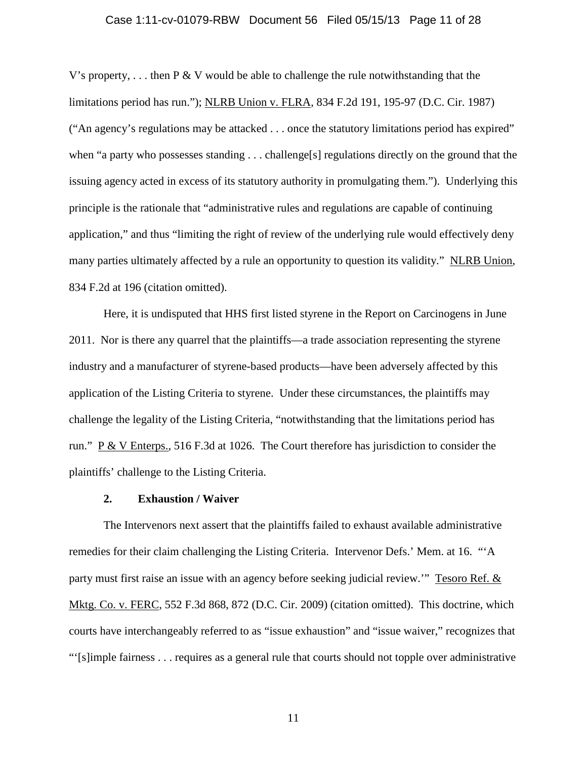V's property, . . . then P & V would be able to challenge the rule notwithstanding that the limitations period has run."); NLRB Union v. FLRA, 834 F.2d 191, 195-97 (D.C. Cir. 1987) ("An agency's regulations may be attacked . . . once the statutory limitations period has expired" when "a party who possesses standing . . . challenge[s] regulations directly on the ground that the issuing agency acted in excess of its statutory authority in promulgating them."). Underlying this principle is the rationale that "administrative rules and regulations are capable of continuing application," and thus "limiting the right of review of the underlying rule would effectively deny many parties ultimately affected by a rule an opportunity to question its validity." NLRB Union, 834 F.2d at 196 (citation omitted).

Here, it is undisputed that HHS first listed styrene in the Report on Carcinogens in June 2011. Nor is there any quarrel that the plaintiffs—a trade association representing the styrene industry and a manufacturer of styrene-based products—have been adversely affected by this application of the Listing Criteria to styrene. Under these circumstances, the plaintiffs may challenge the legality of the Listing Criteria, "notwithstanding that the limitations period has run." P & V Enterps., 516 F.3d at 1026. The Court therefore has jurisdiction to consider the plaintiffs' challenge to the Listing Criteria.

**2. Exhaustion / Waiver**

The Intervenors next assert that the plaintiffs failed to exhaust available administrative remedies for their claim challenging the Listing Criteria. Intervenor Defs.' Mem. at 16. "'A party must first raise an issue with an agency before seeking judicial review.'" Tesoro Ref. & Mktg. Co. v. FERC, 552 F.3d 868, 872 (D.C. Cir. 2009) (citation omitted). This doctrine, which courts have interchangeably referred to as "issue exhaustion" and "issue waiver," recognizes that "'[s]imple fairness . . . requires as a general rule that courts should not topple over administrative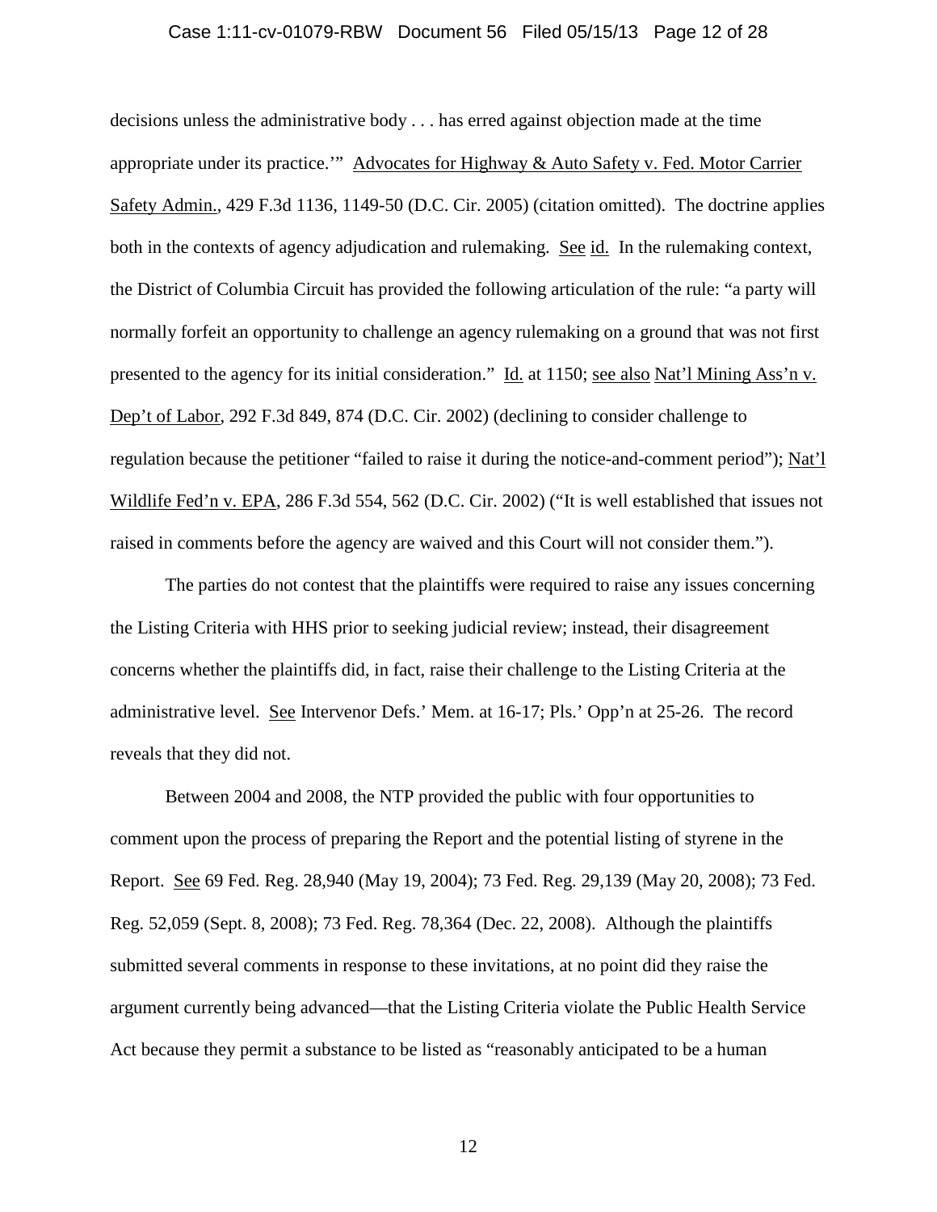decisions unless the administrative body . . . has erred against objection made at the time appropriate under its practice.'" Advocates for Highway & Auto Safety v. Fed. Motor Carrier Safety Admin., 429 F.3d 1136, 1149-50 (D.C. Cir. 2005) (citation omitted). The doctrine applies both in the contexts of agency adjudication and rulemaking. See id. In the rulemaking context, the District of Columbia Circuit has provided the following articulation of the rule: "a party will normally forfeit an opportunity to challenge an agency rulemaking on a ground that was not first presented to the agency for its initial consideration." Id. at 1150; see also Nat'l Mining Ass'n v. Dep't of Labor, 292 F.3d 849, 874 (D.C. Cir. 2002) (declining to consider challenge to regulation because the petitioner "failed to raise it during the notice-and-comment period"); Nat'l Wildlife Fed'n v. EPA, 286 F.3d 554, 562 (D.C. Cir. 2002) ("It is well established that issues not raised in comments before the agency are waived and this Court will not consider them.").

The parties do not contest that the plaintiffs were required to raise any issues concerning the Listing Criteria with HHS prior to seeking judicial review; instead, their disagreement concerns whether the plaintiffs did, in fact, raise their challenge to the Listing Criteria at the administrative level. See Intervenor Defs.' Mem. at 16-17; Pls.' Opp'n at 25-26. The record reveals that they did not.

Between 2004 and 2008, the NTP provided the public with four opportunities to comment upon the process of preparing the Report and the potential listing of styrene in the Report. See 69 Fed. Reg. 28,940 (May 19, 2004); 73 Fed. Reg. 29,139 (May 20, 2008); 73 Fed. Reg. 52,059 (Sept. 8, 2008); 73 Fed. Reg. 78,364 (Dec. 22, 2008). Although the plaintiffs submitted several comments in response to these invitations, at no point did they raise the argument currently being advanced—that the Listing Criteria violate the Public Health Service Act because they permit a substance to be listed as "reasonably anticipated to be a human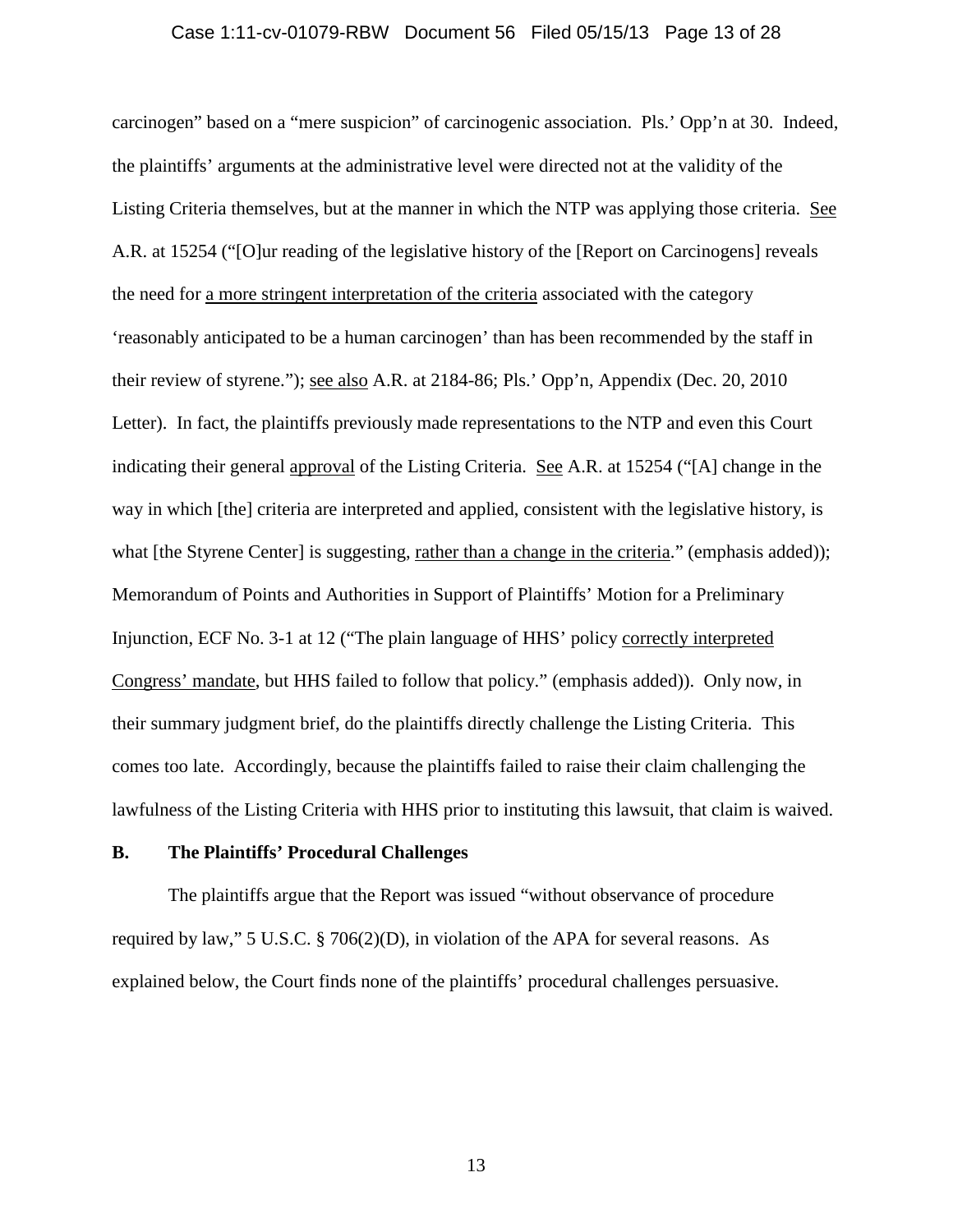carcinogen" based on a "mere suspicion" of carcinogenic association. Pls.' Opp'n at 30. Indeed, the plaintiffs' arguments at the administrative level were directed not at the validity of the Listing Criteria themselves, but at the manner in which the NTP was applying those criteria. See A.R. at 15254 ("[O]ur reading of the legislative history of the [Report on Carcinogens] reveals the need for a more stringent interpretation of the criteria associated with the category 'reasonably anticipated to be a human carcinogen' than has been recommended by the staff in their review of styrene."); see also A.R. at 2184-86; Pls.' Opp'n, Appendix (Dec. 20, 2010 Letter). In fact, the plaintiffs previously made representations to the NTP and even this Court indicating their general approval of the Listing Criteria. See A.R. at 15254 ("[A] change in the way in which [the] criteria are interpreted and applied, consistent with the legislative history, is what [the Styrene Center] is suggesting, rather than a change in the criteria." (emphasis added)); Memorandum of Points and Authorities in Support of Plaintiffs' Motion for a Preliminary Injunction, ECF No. 3-1 at 12 ("The plain language of HHS' policy correctly interpreted Congress' mandate, but HHS failed to follow that policy." (emphasis added)). Only now, in their summary judgment brief, do the plaintiffs directly challenge the Listing Criteria. This comes too late. Accordingly, because the plaintiffs failed to raise their claim challenging the lawfulness of the Listing Criteria with HHS prior to instituting this lawsuit, that claim is waived.

**B. The Plaintiffs' Procedural Challenges**

The plaintiffs argue that the Report was issued "without observance of procedure required by law," 5 U.S.C. § 706(2)(D), in violation of the APA for several reasons. As explained below, the Court finds none of the plaintiffs' procedural challenges persuasive.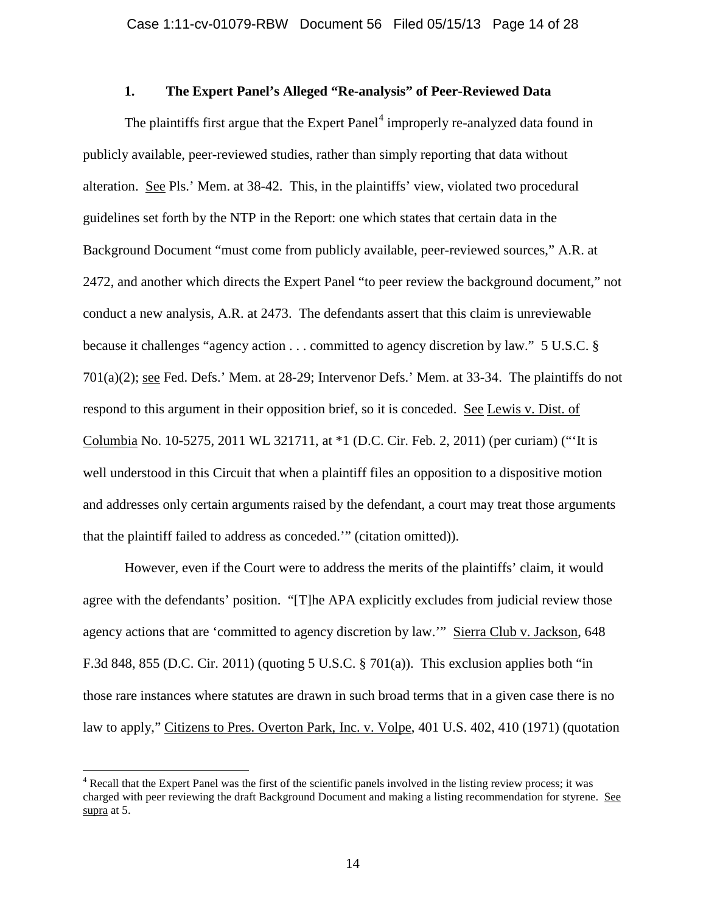### 1. The Expert Panel's Alleged "Re-analysis" of Peer-Reviewed Data

The plaintiffs first argue that the Expert Panel[4] improperly re-analyzed data found in publicly available, peer-reviewed studies, rather than simply reporting that data without alteration. See Pls.' Mem. at 38-42. This, in the plaintiffs' view, violated two procedural guidelines set forth by the NTP in the Report: one which states that certain data in the Background Document "must come from publicly available, peer-reviewed sources," A.R. at 2472, and another which directs the Expert Panel "to peer review the background document," not conduct a new analysis, A.R. at 2473. The defendants assert that this claim is unreviewable because it challenges "agency action . . . committed to agency discretion by law." 5 U.S.C. § 701(a)(2); see Fed. Defs.' Mem. at 28-29; Intervenor Defs.' Mem. at 33-34. The plaintiffs do not respond to this argument in their opposition brief, so it is conceded. See Lewis v. Dist. of Columbia No. 10-5275, 2011 WL 321711, at *1 (D.C. Cir. Feb. 2, 2011) (per curiam) ("'It is well understood in this Circuit that when a plaintiff files an opposition to a dispositive motion and addresses only certain arguments raised by the defendant, a court may treat those arguments that the plaintiff failed to address as conceded.'" (citation omitted)).

However, even if the Court were to address the merits of the plaintiffs' claim, it would agree with the defendants' position. "[T]he APA explicitly excludes from judicial review those agency actions that are 'committed to agency discretion by law.'" Sierra Club v. Jackson, 648 F.3d 848, 855 (D.C. Cir. 2011) (quoting 5 U.S.C. § 701(a)). This exclusion applies both "in those rare instances where statutes are drawn in such broad terms that in a given case there is no law to apply," Citizens to Pres. Overton Park, Inc. v. Volpe, 401 U.S. 402, 410 (1971) (quotation

[4] Recall that the Expert Panel was the first of the scientific panels involved in the listing review process; it was charged with peer reviewing the draft Background Document and making a listing recommendation for styrene. See supra at 5.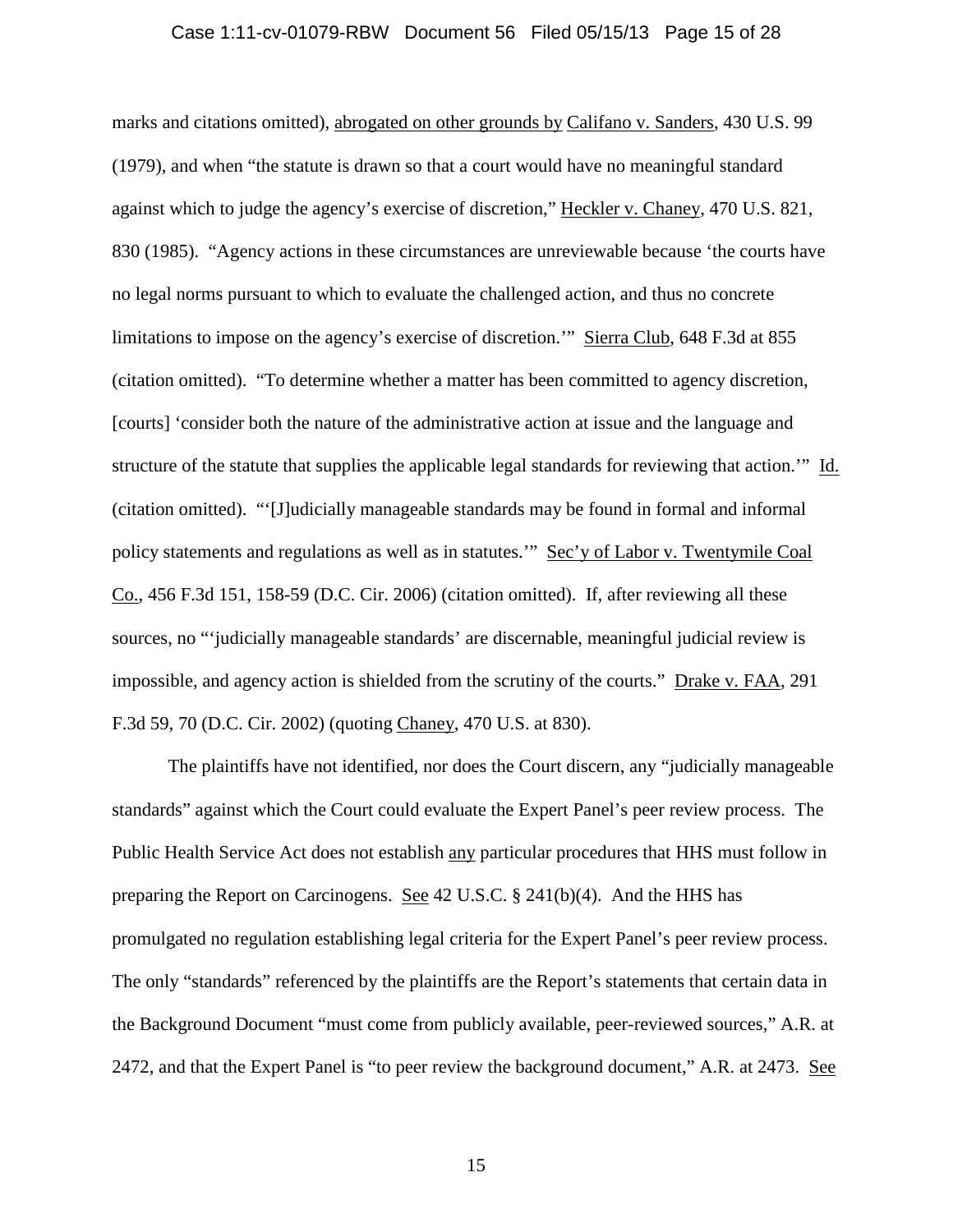marks and citations omitted), abrogated on other grounds by Califano v. Sanders, 430 U.S. 99 (1979), and when "the statute is drawn so that a court would have no meaningful standard against which to judge the agency's exercise of discretion," Heckler v. Chaney, 470 U.S. 821, 830 (1985). "Agency actions in these circumstances are unreviewable because 'the courts have no legal norms pursuant to which to evaluate the challenged action, and thus no concrete limitations to impose on the agency's exercise of discretion.'" Sierra Club, 648 F.3d at 855 (citation omitted). "To determine whether a matter has been committed to agency discretion, [courts] 'consider both the nature of the administrative action at issue and the language and structure of the statute that supplies the applicable legal standards for reviewing that action.'" Id. (citation omitted). "'[J]udicially manageable standards may be found in formal and informal policy statements and regulations as well as in statutes.'" Sec'y of Labor v. Twentymile Coal Co., 456 F.3d 151, 158-59 (D.C. Cir. 2006) (citation omitted). If, after reviewing all these sources, no "'judicially manageable standards' are discernable, meaningful judicial review is impossible, and agency action is shielded from the scrutiny of the courts." Drake v. FAA, 291 F.3d 59, 70 (D.C. Cir. 2002) (quoting Chaney, 470 U.S. at 830).

The plaintiffs have not identified, nor does the Court discern, any "judicially manageable standards" against which the Court could evaluate the Expert Panel's peer review process. The Public Health Service Act does not establish any particular procedures that HHS must follow in preparing the Report on Carcinogens. See 42 U.S.C. § 241(b)(4). And the HHS has promulgated no regulation establishing legal criteria for the Expert Panel's peer review process. The only "standards" referenced by the plaintiffs are the Report's statements that certain data in the Background Document "must come from publicly available, peer-reviewed sources," A.R. at 2472, and that the Expert Panel is "to peer review the background document," A.R. at 2473. See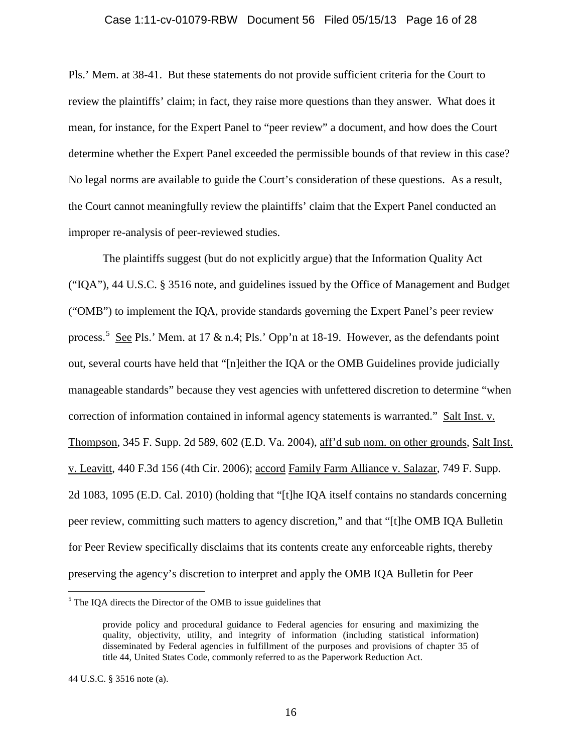Pls.' Mem. at 38-41. But these statements do not provide sufficient criteria for the Court to review the plaintiffs' claim; in fact, they raise more questions than they answer. What does it mean, for instance, for the Expert Panel to "peer review" a document, and how does the Court determine whether the Expert Panel exceeded the permissible bounds of that review in this case? No legal norms are available to guide the Court's consideration of these questions. As a result, the Court cannot meaningfully review the plaintiffs' claim that the Expert Panel conducted an improper re-analysis of peer-reviewed studies.

The plaintiffs suggest (but do not explicitly argue) that the Information Quality Act ("IQA"), 44 U.S.C. § 3516 note, and guidelines issued by the Office of Management and Budget ("OMB") to implement the IQA, provide standards governing the Expert Panel's peer review process.[5] See Pls.' Mem. at 17 & n.4; Pls.' Opp'n at 18-19. However, as the defendants point out, several courts have held that "[n]either the IQA or the OMB Guidelines provide judicially manageable standards" because they vest agencies with unfettered discretion to determine "when correction of information contained in informal agency statements is warranted." Salt Inst. v. Thompson, 345 F. Supp. 2d 589, 602 (E.D. Va. 2004), aff'd sub nom. on other grounds, Salt Inst. v. Leavitt, 440 F.3d 156 (4th Cir. 2006); accord Family Farm Alliance v. Salazar, 749 F. Supp. 2d 1083, 1095 (E.D. Cal. 2010) (holding that "[t]he IQA itself contains no standards concerning peer review, committing such matters to agency discretion," and that "[t]he OMB IQA Bulletin for Peer Review specifically disclaims that its contents create any enforceable rights, thereby preserving the agency's discretion to interpret and apply the OMB IQA Bulletin for Peer

---

[5] The IQA directs the Director of the OMB to issue guidelines that

> provide policy and procedural guidance to Federal agencies for ensuring and maximizing the quality, objectivity, utility, and integrity of information (including statistical information) disseminated by Federal agencies in fulfillment of the purposes and provisions of chapter 35 of title 44, United States Code, commonly referred to as the Paperwork Reduction Act.

44 U.S.C. § 3516 note (a).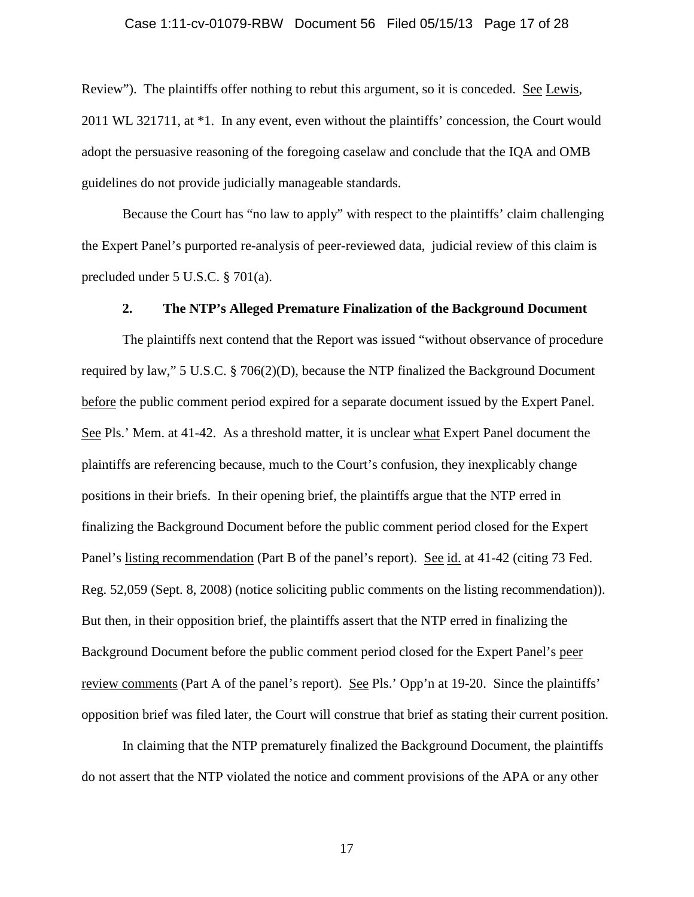Review"). The plaintiffs offer nothing to rebut this argument, so it is conceded. See Lewis, 2011 WL 321711, at *1. In any event, even without the plaintiffs' concession, the Court would adopt the persuasive reasoning of the foregoing caselaw and conclude that the IQA and OMB guidelines do not provide judicially manageable standards.

Because the Court has "no law to apply" with respect to the plaintiffs' claim challenging the Expert Panel's purported re-analysis of peer-reviewed data, judicial review of this claim is precluded under 5 U.S.C. § 701(a).

**2. The NTP's Alleged Premature Finalization of the Background Document**

The plaintiffs next contend that the Report was issued "without observance of procedure required by law," 5 U.S.C. § 706(2)(D), because the NTP finalized the Background Document before the public comment period expired for a separate document issued by the Expert Panel. See Pls.' Mem. at 41-42. As a threshold matter, it is unclear what Expert Panel document the plaintiffs are referencing because, much to the Court's confusion, they inexplicably change positions in their briefs. In their opening brief, the plaintiffs argue that the NTP erred in finalizing the Background Document before the public comment period closed for the Expert Panel's listing recommendation (Part B of the panel's report). See id. at 41-42 (citing 73 Fed. Reg. 52,059 (Sept. 8, 2008) (notice soliciting public comments on the listing recommendation)). But then, in their opposition brief, the plaintiffs assert that the NTP erred in finalizing the Background Document before the public comment period closed for the Expert Panel's peer review comments (Part A of the panel's report). See Pls.' Opp'n at 19-20. Since the plaintiffs' opposition brief was filed later, the Court will construe that brief as stating their current position.

In claiming that the NTP prematurely finalized the Background Document, the plaintiffs do not assert that the NTP violated the notice and comment provisions of the APA or any other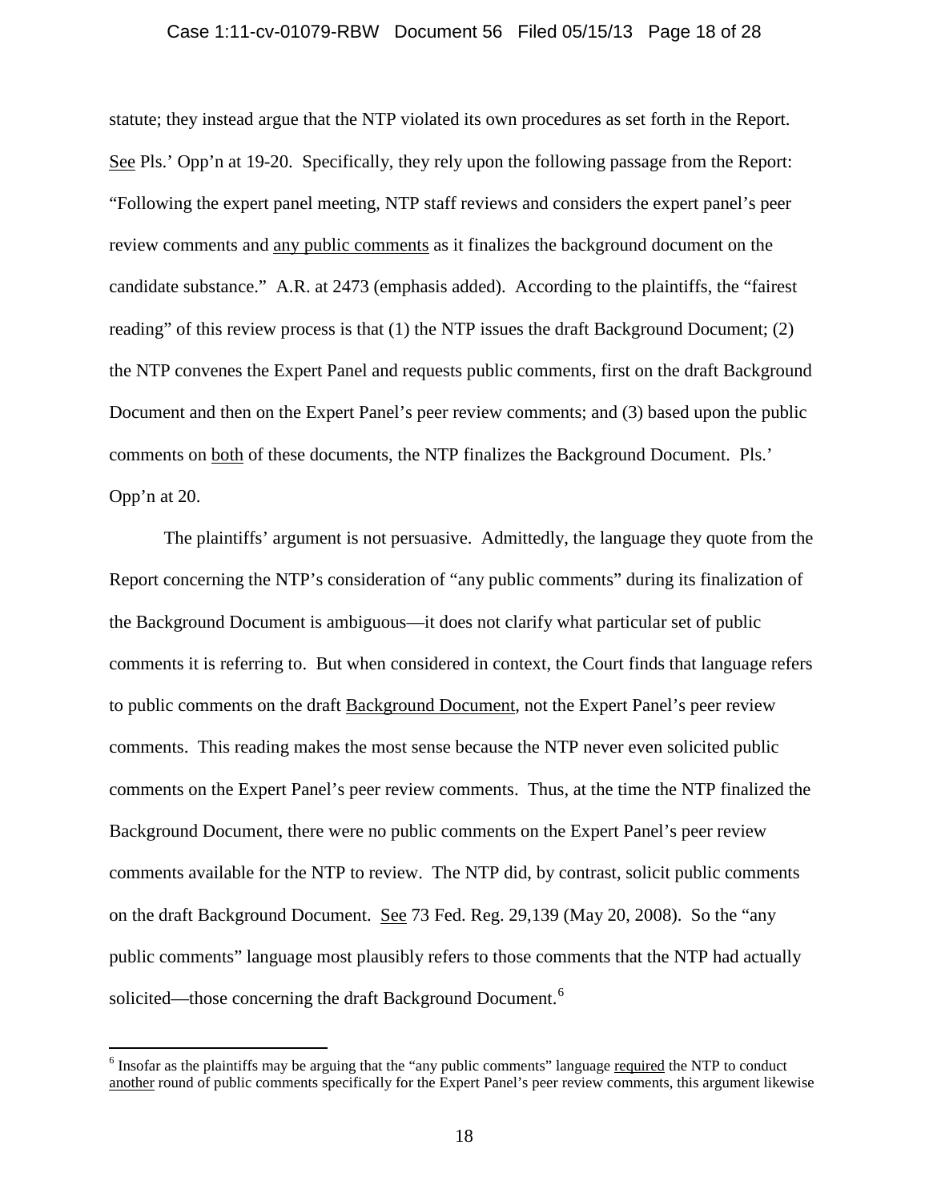statute; they instead argue that the NTP violated its own procedures as set forth in the Report. See Pls.' Opp'n at 19-20. Specifically, they rely upon the following passage from the Report: "Following the expert panel meeting, NTP staff reviews and considers the expert panel's peer review comments and any public comments as it finalizes the background document on the candidate substance." A.R. at 2473 (emphasis added). According to the plaintiffs, the "fairest reading" of this review process is that (1) the NTP issues the draft Background Document; (2) the NTP convenes the Expert Panel and requests public comments, first on the draft Background Document and then on the Expert Panel's peer review comments; and (3) based upon the public comments on both of these documents, the NTP finalizes the Background Document. Pls.' Opp'n at 20.

The plaintiffs' argument is not persuasive. Admittedly, the language they quote from the Report concerning the NTP's consideration of "any public comments" during its finalization of the Background Document is ambiguous—it does not clarify what particular set of public comments it is referring to. But when considered in context, the Court finds that language refers to public comments on the draft Background Document, not the Expert Panel's peer review comments. This reading makes the most sense because the NTP never even solicited public comments on the Expert Panel's peer review comments. Thus, at the time the NTP finalized the Background Document, there were no public comments on the Expert Panel's peer review comments available for the NTP to review. The NTP did, by contrast, solicit public comments on the draft Background Document. See 73 Fed. Reg. 29,139 (May 20, 2008). So the "any public comments" language most plausibly refers to those comments that the NTP had actually solicited—those concerning the draft Background Document.[6]

[6] Insofar as the plaintiffs may be arguing that the "any public comments" language required the NTP to conduct another round of public comments specifically for the Expert Panel's peer review comments, this argument likewise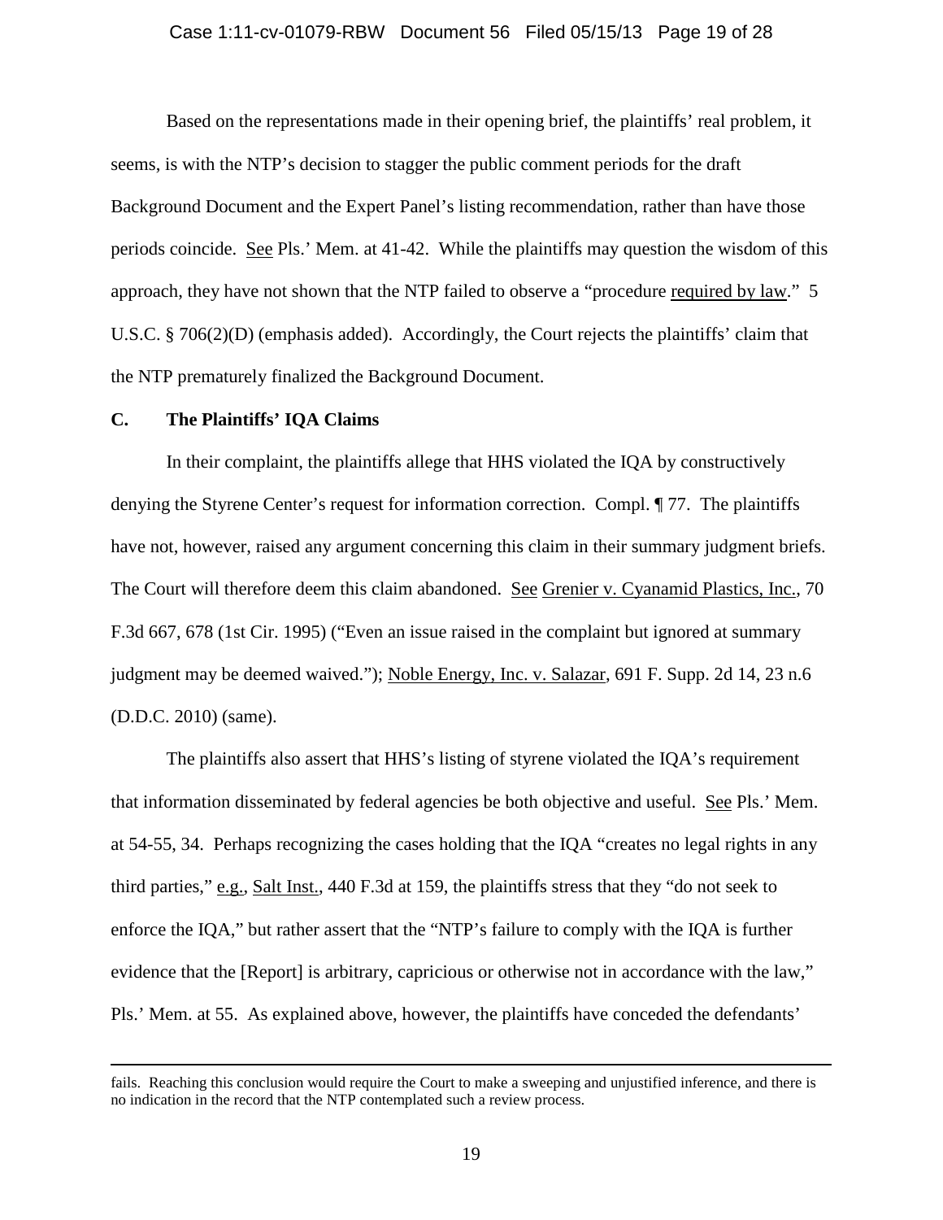Based on the representations made in their opening brief, the plaintiffs' real problem, it seems, is with the NTP's decision to stagger the public comment periods for the draft Background Document and the Expert Panel's listing recommendation, rather than have those periods coincide. See Pls.' Mem. at 41-42. While the plaintiffs may question the wisdom of this approach, they have not shown that the NTP failed to observe a "procedure required by law." 5 U.S.C. § 706(2)(D) (emphasis added). Accordingly, the Court rejects the plaintiffs' claim that the NTP prematurely finalized the Background Document.

**C. The Plaintiffs' IQA Claims**

In their complaint, the plaintiffs allege that HHS violated the IQA by constructively denying the Styrene Center's request for information correction. Compl. ¶ 77. The plaintiffs have not, however, raised any argument concerning this claim in their summary judgment briefs. The Court will therefore deem this claim abandoned. See Grenier v. Cyanamid Plastics, Inc., 70 F.3d 667, 678 (1st Cir. 1995) ("Even an issue raised in the complaint but ignored at summary judgment may be deemed waived."); Noble Energy, Inc. v. Salazar, 691 F. Supp. 2d 14, 23 n.6 (D.D.C. 2010) (same).

The plaintiffs also assert that HHS's listing of styrene violated the IQA's requirement that information disseminated by federal agencies be both objective and useful. See Pls.' Mem. at 54-55, 34. Perhaps recognizing the cases holding that the IQA "creates no legal rights in any third parties," e.g., Salt Inst., 440 F.3d at 159, the plaintiffs stress that they "do not seek to enforce the IQA," but rather assert that the "NTP's failure to comply with the IQA is further evidence that the [Report] is arbitrary, capricious or otherwise not in accordance with the law," Pls.' Mem. at 55. As explained above, however, the plaintiffs have conceded the defendants'

---

fails. Reaching this conclusion would require the Court to make a sweeping and unjustified inference, and there is no indication in the record that the NTP contemplated such a review process.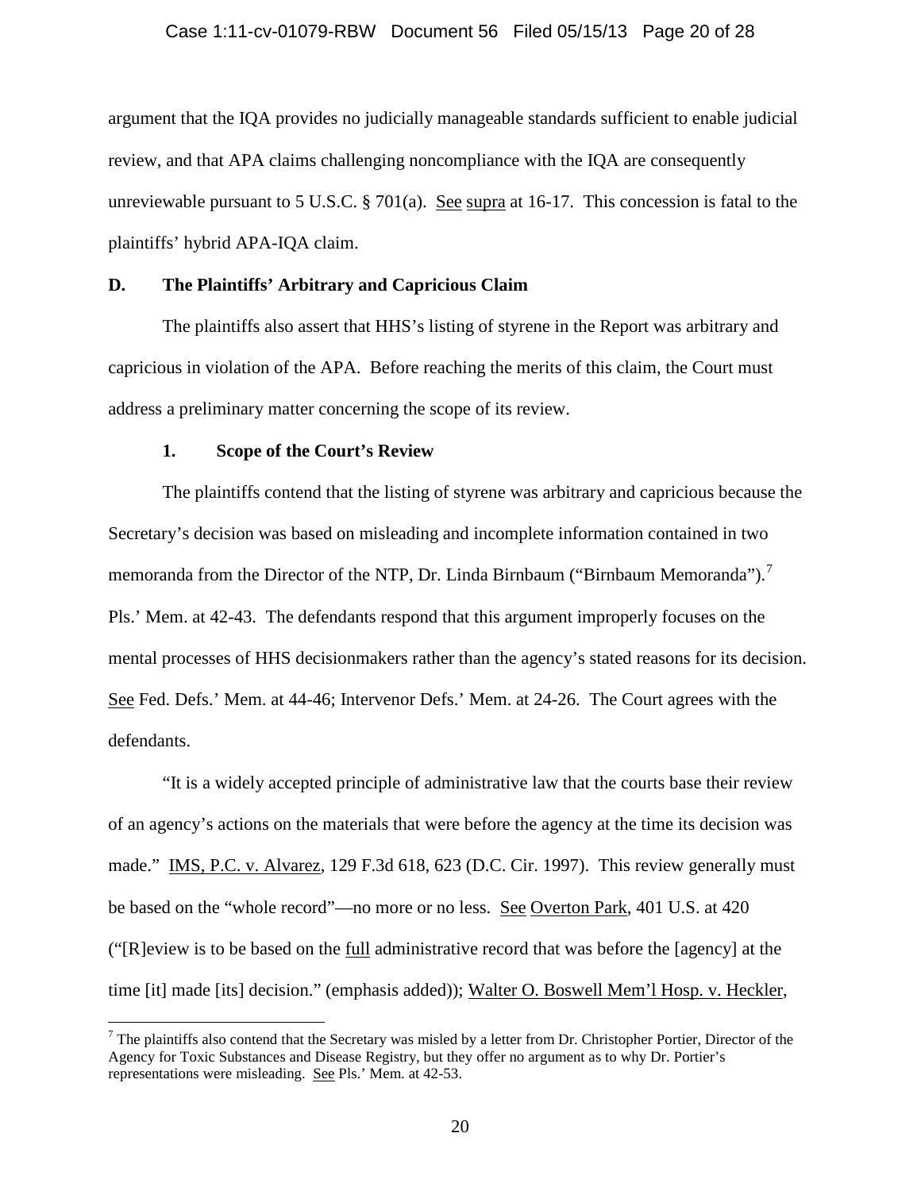argument that the IQA provides no judicially manageable standards sufficient to enable judicial review, and that APA claims challenging noncompliance with the IQA are consequently unreviewable pursuant to 5 U.S.C. § 701(a). See supra at 16-17. This concession is fatal to the plaintiffs' hybrid APA-IQA claim.

### D. The Plaintiffs' Arbitrary and Capricious Claim

The plaintiffs also assert that HHS's listing of styrene in the Report was arbitrary and capricious in violation of the APA. Before reaching the merits of this claim, the Court must address a preliminary matter concerning the scope of its review.

#### 1. Scope of the Court's Review

The plaintiffs contend that the listing of styrene was arbitrary and capricious because the Secretary's decision was based on misleading and incomplete information contained in two memoranda from the Director of the NTP, Dr. Linda Birnbaum ("Birnbaum Memoranda").[7] Pls.' Mem. at 42-43. The defendants respond that this argument improperly focuses on the mental processes of HHS decisionmakers rather than the agency's stated reasons for its decision. See Fed. Defs.' Mem. at 44-46; Intervenor Defs.' Mem. at 24-26. The Court agrees with the defendants.

"It is a widely accepted principle of administrative law that the courts base their review of an agency's actions on the materials that were before the agency at the time its decision was made." IMS, P.C. v. Alvarez, 129 F.3d 618, 623 (D.C. Cir. 1997). This review generally must be based on the "whole record"—no more or no less. See Overton Park, 401 U.S. at 420 ("[R]eview is to be based on the full administrative record that was before the [agency] at the time [it] made [its] decision." (emphasis added)); Walter O. Boswell Mem'l Hosp. v. Heckler,

[7] The plaintiffs also contend that the Secretary was misled by a letter from Dr. Christopher Portier, Director of the Agency for Toxic Substances and Disease Registry, but they offer no argument as to why Dr. Portier's representations were misleading. See Pls.' Mem. at 42-53.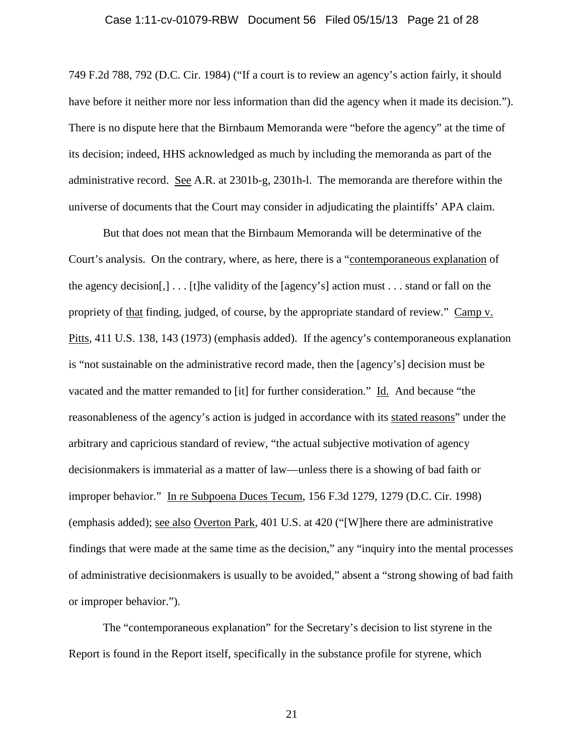749 F.2d 788, 792 (D.C. Cir. 1984) ("If a court is to review an agency's action fairly, it should have before it neither more nor less information than did the agency when it made its decision."). There is no dispute here that the Birnbaum Memoranda were "before the agency" at the time of its decision; indeed, HHS acknowledged as much by including the memoranda as part of the administrative record. See A.R. at 2301b-g, 2301h-l. The memoranda are therefore within the universe of documents that the Court may consider in adjudicating the plaintiffs' APA claim.

But that does not mean that the Birnbaum Memoranda will be determinative of the Court's analysis. On the contrary, where, as here, there is a "contemporaneous explanation of the agency decision[,] . . . [t]he validity of the [agency's] action must . . . stand or fall on the propriety of that finding, judged, of course, by the appropriate standard of review." Camp v. Pitts, 411 U.S. 138, 143 (1973) (emphasis added). If the agency's contemporaneous explanation is "not sustainable on the administrative record made, then the [agency's] decision must be vacated and the matter remanded to [it] for further consideration." Id. And because "the reasonableness of the agency's action is judged in accordance with its stated reasons" under the arbitrary and capricious standard of review, "the actual subjective motivation of agency decisionmakers is immaterial as a matter of law—unless there is a showing of bad faith or improper behavior." In re Subpoena Duces Tecum, 156 F.3d 1279, 1279 (D.C. Cir. 1998) (emphasis added); see also Overton Park, 401 U.S. at 420 ("[W]here there are administrative findings that were made at the same time as the decision," any "inquiry into the mental processes of administrative decisionmakers is usually to be avoided," absent a "strong showing of bad faith or improper behavior.").

The "contemporaneous explanation" for the Secretary's decision to list styrene in the Report is found in the Report itself, specifically in the substance profile for styrene, which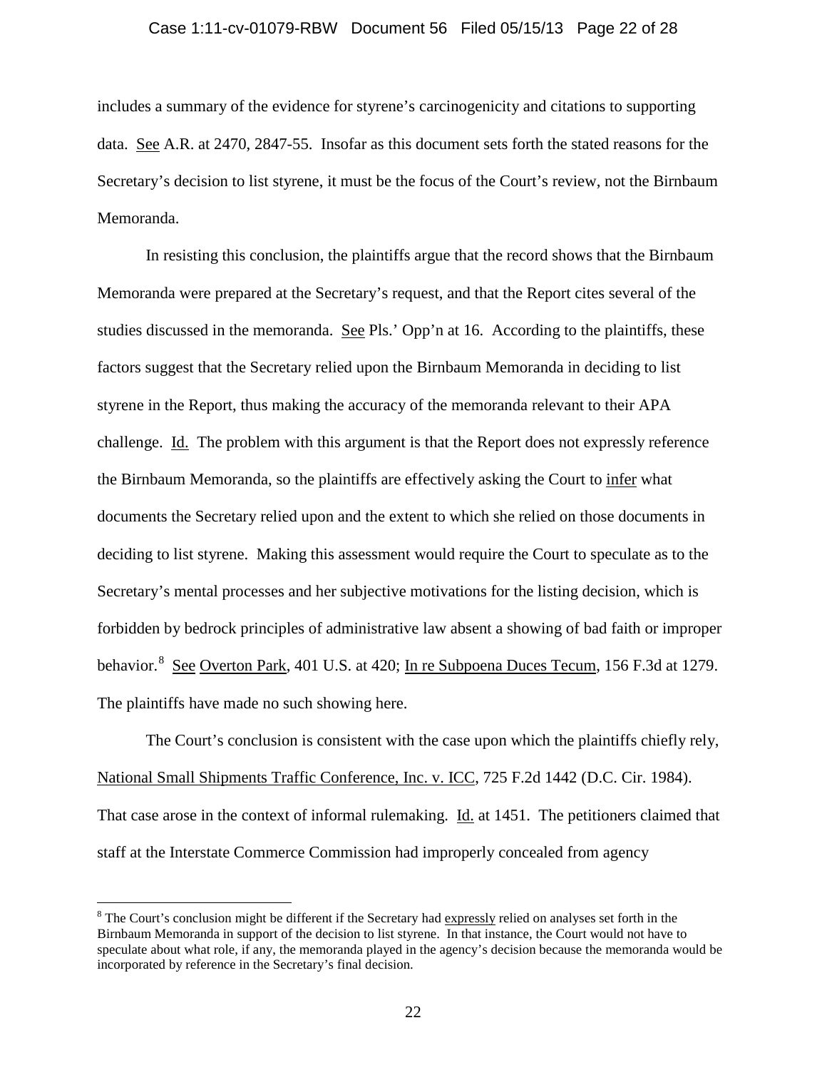includes a summary of the evidence for styrene's carcinogenicity and citations to supporting data. See A.R. at 2470, 2847-55. Insofar as this document sets forth the stated reasons for the Secretary's decision to list styrene, it must be the focus of the Court's review, not the Birnbaum Memoranda.

In resisting this conclusion, the plaintiffs argue that the record shows that the Birnbaum Memoranda were prepared at the Secretary's request, and that the Report cites several of the studies discussed in the memoranda. See Pls.' Opp'n at 16. According to the plaintiffs, these factors suggest that the Secretary relied upon the Birnbaum Memoranda in deciding to list styrene in the Report, thus making the accuracy of the memoranda relevant to their APA challenge. Id. The problem with this argument is that the Report does not expressly reference the Birnbaum Memoranda, so the plaintiffs are effectively asking the Court to infer what documents the Secretary relied upon and the extent to which she relied on those documents in deciding to list styrene. Making this assessment would require the Court to speculate as to the Secretary's mental processes and her subjective motivations for the listing decision, which is forbidden by bedrock principles of administrative law absent a showing of bad faith or improper behavior.[8] See Overton Park, 401 U.S. at 420; In re Subpoena Duces Tecum, 156 F.3d at 1279. The plaintiffs have made no such showing here.

The Court's conclusion is consistent with the case upon which the plaintiffs chiefly rely, National Small Shipments Traffic Conference, Inc. v. ICC, 725 F.2d 1442 (D.C. Cir. 1984). That case arose in the context of informal rulemaking. Id. at 1451. The petitioners claimed that staff at the Interstate Commerce Commission had improperly concealed from agency

[8] The Court's conclusion might be different if the Secretary had expressly relied on analyses set forth in the Birnbaum Memoranda in support of the decision to list styrene. In that instance, the Court would not have to speculate about what role, if any, the memoranda played in the agency's decision because the memoranda would be incorporated by reference in the Secretary's final decision.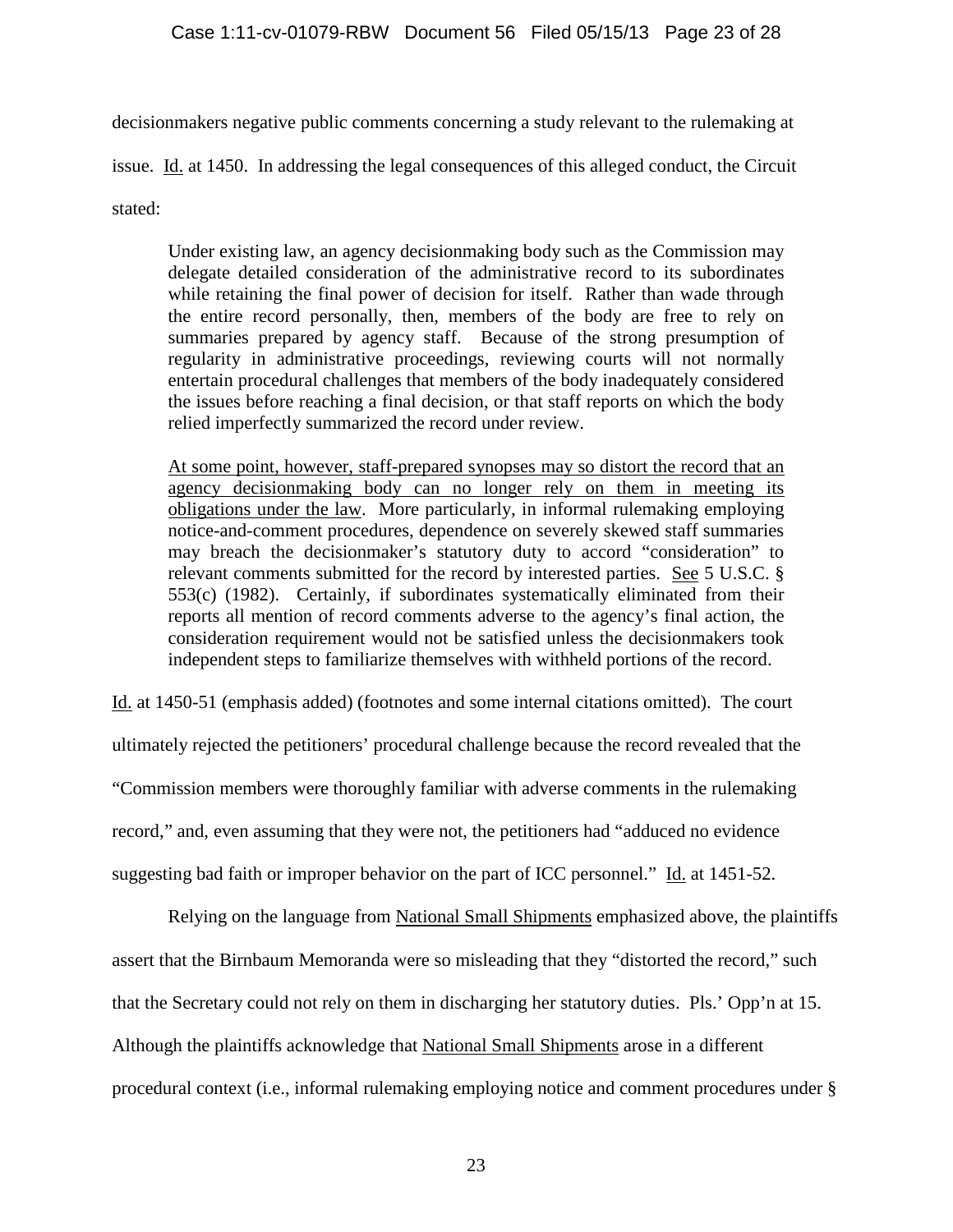decisionmakers negative public comments concerning a study relevant to the rulemaking at issue. Id. at 1450. In addressing the legal consequences of this alleged conduct, the Circuit stated:

> Under existing law, an agency decisionmaking body such as the Commission may delegate detailed consideration of the administrative record to its subordinates while retaining the final power of decision for itself. Rather than wade through the entire record personally, then, members of the body are free to rely on summaries prepared by agency staff. Because of the strong presumption of regularity in administrative proceedings, reviewing courts will not normally entertain procedural challenges that members of the body inadequately considered the issues before reaching a final decision, or that staff reports on which the body relied imperfectly summarized the record under review.
>
> At some point, however, staff-prepared synopses may so distort the record that an agency decisionmaking body can no longer rely on them in meeting its obligations under the law. More particularly, in informal rulemaking employing notice-and-comment procedures, dependence on severely skewed staff summaries may breach the decisionmaker's statutory duty to accord "consideration" to relevant comments submitted for the record by interested parties. See 5 U.S.C. § 553(c) (1982). Certainly, if subordinates systematically eliminated from their reports all mention of record comments adverse to the agency's final action, the consideration requirement would not be satisfied unless the decisionmakers took independent steps to familiarize themselves with withheld portions of the record.

Id. at 1450-51 (emphasis added) (footnotes and some internal citations omitted). The court ultimately rejected the petitioners' procedural challenge because the record revealed that the "Commission members were thoroughly familiar with adverse comments in the rulemaking record," and, even assuming that they were not, the petitioners had "adduced no evidence suggesting bad faith or improper behavior on the part of ICC personnel." Id. at 1451-52.

Relying on the language from National Small Shipments emphasized above, the plaintiffs assert that the Birnbaum Memoranda were so misleading that they "distorted the record," such that the Secretary could not rely on them in discharging her statutory duties. Pls.' Opp'n at 15. Although the plaintiffs acknowledge that National Small Shipments arose in a different procedural context (i.e., informal rulemaking employing notice and comment procedures under §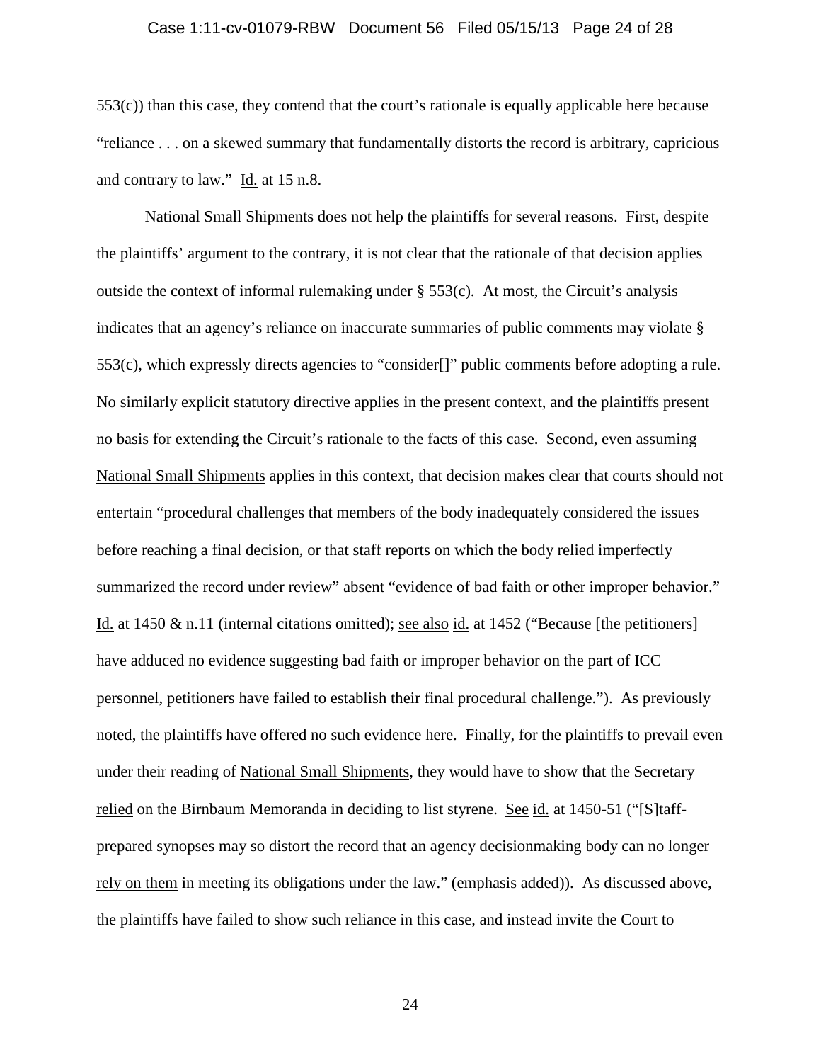553(c)) than this case, they contend that the court's rationale is equally applicable here because "reliance . . . on a skewed summary that fundamentally distorts the record is arbitrary, capricious and contrary to law." Id. at 15 n.8.

National Small Shipments does not help the plaintiffs for several reasons. First, despite the plaintiffs' argument to the contrary, it is not clear that the rationale of that decision applies outside the context of informal rulemaking under § 553(c). At most, the Circuit's analysis indicates that an agency's reliance on inaccurate summaries of public comments may violate § 553(c), which expressly directs agencies to "consider[]" public comments before adopting a rule. No similarly explicit statutory directive applies in the present context, and the plaintiffs present no basis for extending the Circuit's rationale to the facts of this case. Second, even assuming National Small Shipments applies in this context, that decision makes clear that courts should not entertain "procedural challenges that members of the body inadequately considered the issues before reaching a final decision, or that staff reports on which the body relied imperfectly summarized the record under review" absent "evidence of bad faith or other improper behavior." Id. at 1450 & n.11 (internal citations omitted); see also id. at 1452 ("Because [the petitioners] have adduced no evidence suggesting bad faith or improper behavior on the part of ICC personnel, petitioners have failed to establish their final procedural challenge."). As previously noted, the plaintiffs have offered no such evidence here. Finally, for the plaintiffs to prevail even under their reading of National Small Shipments, they would have to show that the Secretary relied on the Birnbaum Memoranda in deciding to list styrene. See id. at 1450-51 ("[S]taff-prepared synopses may so distort the record that an agency decisionmaking body can no longer rely on them in meeting its obligations under the law." (emphasis added)). As discussed above, the plaintiffs have failed to show such reliance in this case, and instead invite the Court to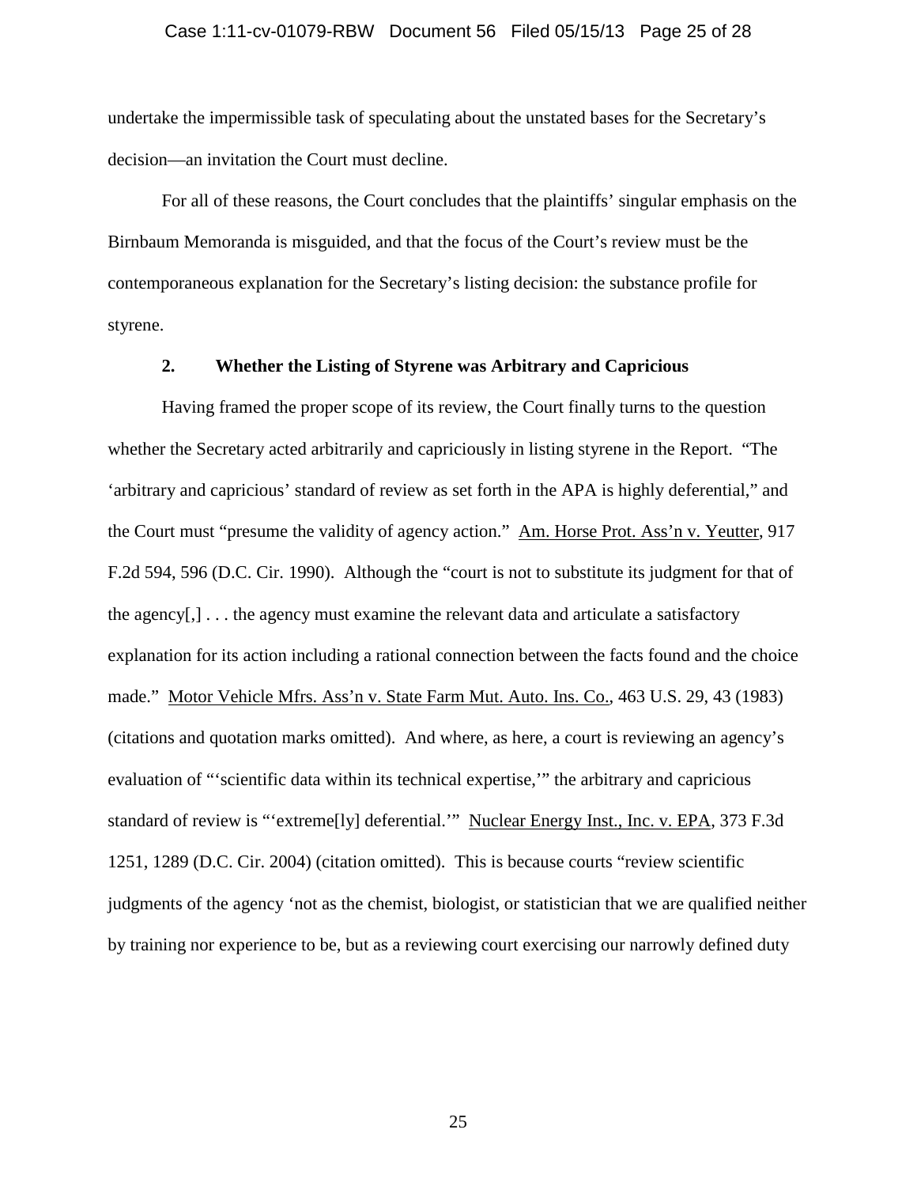undertake the impermissible task of speculating about the unstated bases for the Secretary's decision—an invitation the Court must decline.

For all of these reasons, the Court concludes that the plaintiffs' singular emphasis on the Birnbaum Memoranda is misguided, and that the focus of the Court's review must be the contemporaneous explanation for the Secretary's listing decision: the substance profile for styrene.

### 2. Whether the Listing of Styrene was Arbitrary and Capricious

Having framed the proper scope of its review, the Court finally turns to the question whether the Secretary acted arbitrarily and capriciously in listing styrene in the Report. "The 'arbitrary and capricious' standard of review as set forth in the APA is highly deferential," and the Court must "presume the validity of agency action." Am. Horse Prot. Ass'n v. Yeutter, 917 F.2d 594, 596 (D.C. Cir. 1990). Although the "court is not to substitute its judgment for that of the agency[,] . . . the agency must examine the relevant data and articulate a satisfactory explanation for its action including a rational connection between the facts found and the choice made." Motor Vehicle Mfrs. Ass'n v. State Farm Mut. Auto. Ins. Co., 463 U.S. 29, 43 (1983) (citations and quotation marks omitted). And where, as here, a court is reviewing an agency's evaluation of "'scientific data within its technical expertise,'" the arbitrary and capricious standard of review is "'extreme[ly] deferential.'" Nuclear Energy Inst., Inc. v. EPA, 373 F.3d 1251, 1289 (D.C. Cir. 2004) (citation omitted). This is because courts "review scientific judgments of the agency 'not as the chemist, biologist, or statistician that we are qualified neither by training nor experience to be, but as a reviewing court exercising our narrowly defined duty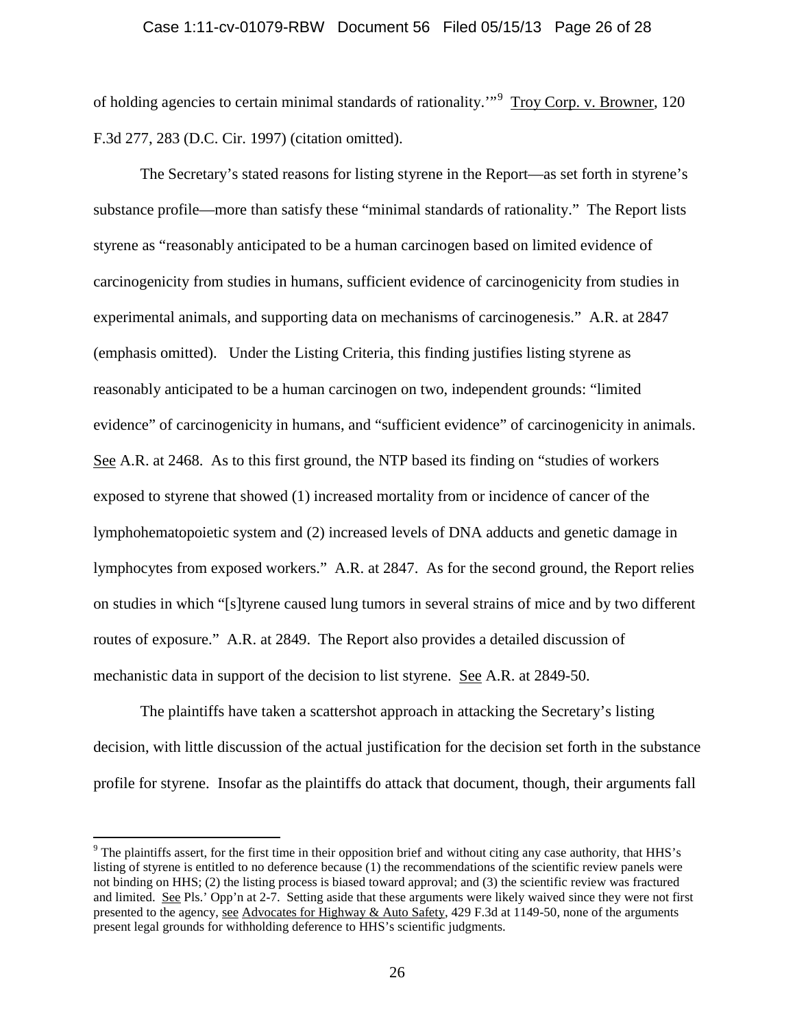of holding agencies to certain minimal standards of rationality.'"[9] Troy Corp. v. Browner, 120 F.3d 277, 283 (D.C. Cir. 1997) (citation omitted).

The Secretary's stated reasons for listing styrene in the Report—as set forth in styrene's substance profile—more than satisfy these "minimal standards of rationality." The Report lists styrene as "reasonably anticipated to be a human carcinogen based on limited evidence of carcinogenicity from studies in humans, sufficient evidence of carcinogenicity from studies in experimental animals, and supporting data on mechanisms of carcinogenesis." A.R. at 2847 (emphasis omitted). Under the Listing Criteria, this finding justifies listing styrene as reasonably anticipated to be a human carcinogen on two, independent grounds: "limited evidence" of carcinogenicity in humans, and "sufficient evidence" of carcinogenicity in animals. See A.R. at 2468. As to this first ground, the NTP based its finding on "studies of workers exposed to styrene that showed (1) increased mortality from or incidence of cancer of the lymphohematopoietic system and (2) increased levels of DNA adducts and genetic damage in lymphocytes from exposed workers." A.R. at 2847. As for the second ground, the Report relies on studies in which "[s]tyrene caused lung tumors in several strains of mice and by two different routes of exposure." A.R. at 2849. The Report also provides a detailed discussion of mechanistic data in support of the decision to list styrene. See A.R. at 2849-50.

The plaintiffs have taken a scattershot approach in attacking the Secretary's listing decision, with little discussion of the actual justification for the decision set forth in the substance profile for styrene. Insofar as the plaintiffs do attack that document, though, their arguments fall

---

[9] The plaintiffs assert, for the first time in their opposition brief and without citing any case authority, that HHS's listing of styrene is entitled to no deference because (1) the recommendations of the scientific review panels were not binding on HHS; (2) the listing process is biased toward approval; and (3) the scientific review was fractured and limited. See Pls.' Opp'n at 2-7. Setting aside that these arguments were likely waived since they were not first presented to the agency, see Advocates for Highway & Auto Safety, 429 F.3d at 1149-50, none of the arguments present legal grounds for withholding deference to HHS's scientific judgments.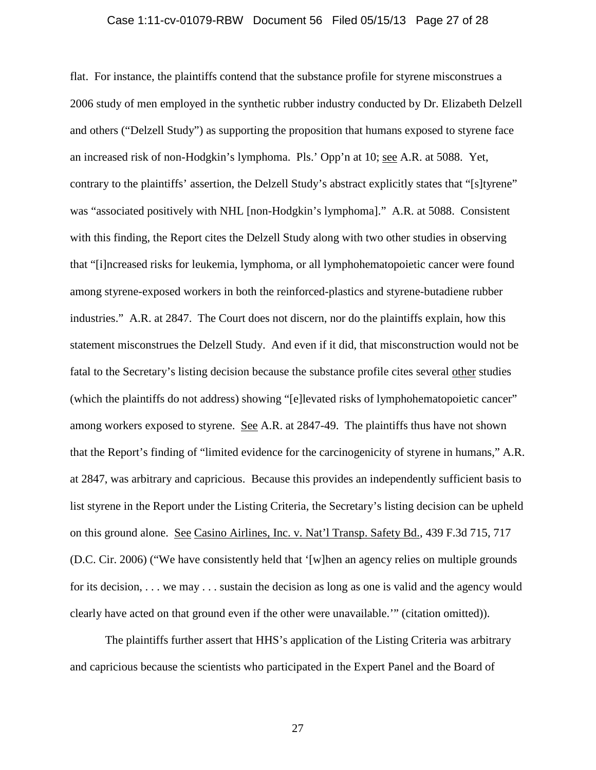flat. For instance, the plaintiffs contend that the substance profile for styrene misconstrues a 2006 study of men employed in the synthetic rubber industry conducted by Dr. Elizabeth Delzell and others ("Delzell Study") as supporting the proposition that humans exposed to styrene face an increased risk of non-Hodgkin's lymphoma. Pls.' Opp'n at 10; see A.R. at 5088. Yet, contrary to the plaintiffs' assertion, the Delzell Study's abstract explicitly states that "[s]tyrene" was "associated positively with NHL [non-Hodgkin's lymphoma]." A.R. at 5088. Consistent with this finding, the Report cites the Delzell Study along with two other studies in observing that "[i]ncreased risks for leukemia, lymphoma, or all lymphohematopoietic cancer were found among styrene-exposed workers in both the reinforced-plastics and styrene-butadiene rubber industries." A.R. at 2847. The Court does not discern, nor do the plaintiffs explain, how this statement misconstrues the Delzell Study. And even if it did, that misconstruction would not be fatal to the Secretary's listing decision because the substance profile cites several other studies (which the plaintiffs do not address) showing "[e]levated risks of lymphohematopoietic cancer" among workers exposed to styrene. See A.R. at 2847-49. The plaintiffs thus have not shown that the Report's finding of "limited evidence for the carcinogenicity of styrene in humans," A.R. at 2847, was arbitrary and capricious. Because this provides an independently sufficient basis to list styrene in the Report under the Listing Criteria, the Secretary's listing decision can be upheld on this ground alone. See Casino Airlines, Inc. v. Nat'l Transp. Safety Bd., 439 F.3d 715, 717 (D.C. Cir. 2006) ("We have consistently held that '[w]hen an agency relies on multiple grounds for its decision, . . . we may . . . sustain the decision as long as one is valid and the agency would clearly have acted on that ground even if the other were unavailable.'" (citation omitted)).

The plaintiffs further assert that HHS's application of the Listing Criteria was arbitrary and capricious because the scientists who participated in the Expert Panel and the Board of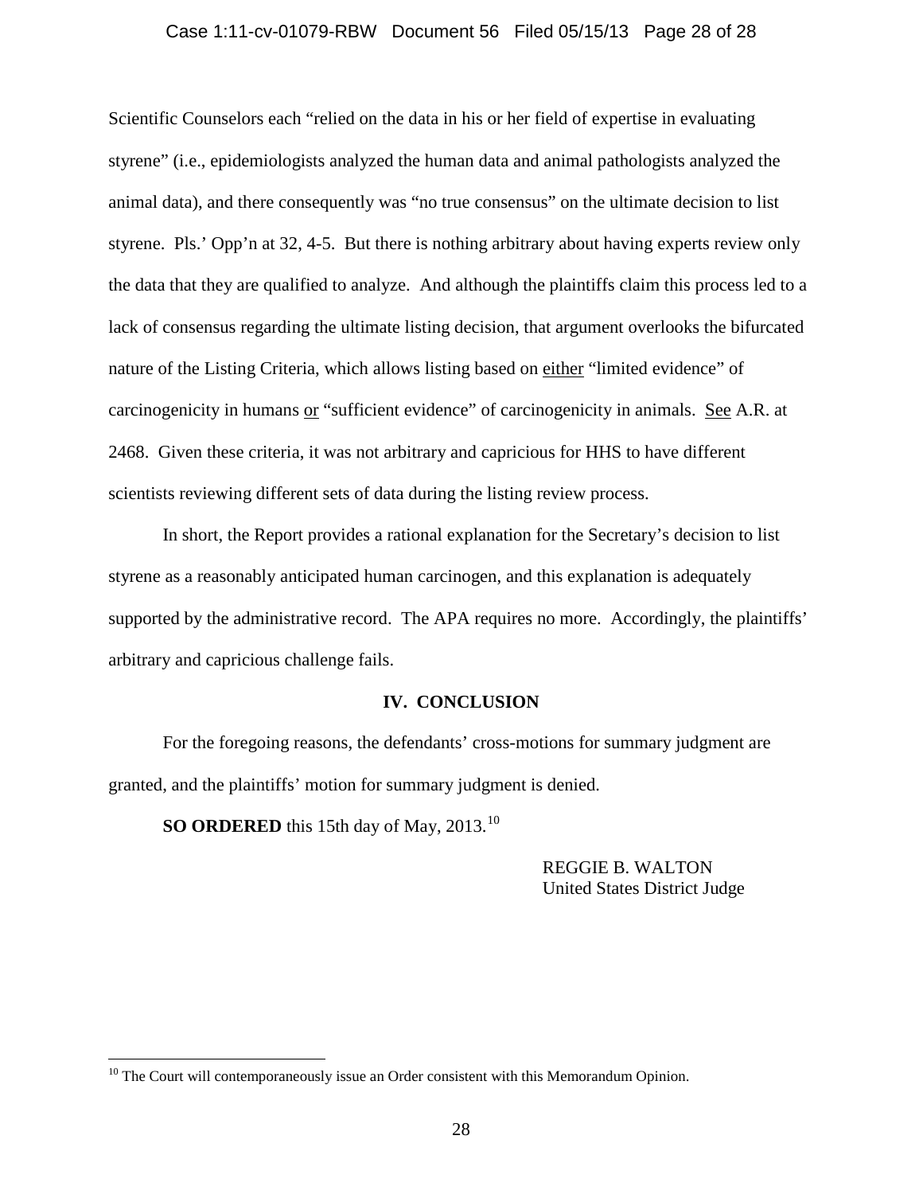Scientific Counselors each "relied on the data in his or her field of expertise in evaluating styrene" (i.e., epidemiologists analyzed the human data and animal pathologists analyzed the animal data), and there consequently was "no true consensus" on the ultimate decision to list styrene. Pls.' Opp'n at 32, 4-5. But there is nothing arbitrary about having experts review only the data that they are qualified to analyze. And although the plaintiffs claim this process led to a lack of consensus regarding the ultimate listing decision, that argument overlooks the bifurcated nature of the Listing Criteria, which allows listing based on either "limited evidence" of carcinogenicity in humans or "sufficient evidence" of carcinogenicity in animals. See A.R. at 2468. Given these criteria, it was not arbitrary and capricious for HHS to have different scientists reviewing different sets of data during the listing review process.

In short, the Report provides a rational explanation for the Secretary's decision to list styrene as a reasonably anticipated human carcinogen, and this explanation is adequately supported by the administrative record. The APA requires no more. Accordingly, the plaintiffs' arbitrary and capricious challenge fails.

## IV. CONCLUSION

For the foregoing reasons, the defendants' cross-motions for summary judgment are granted, and the plaintiffs' motion for summary judgment is denied.

**SO ORDERED** this 15th day of May, 2013.[10]

REGGIE B. WALTON
United States District Judge

[10] The Court will contemporaneously issue an Order consistent with this Memorandum Opinion.